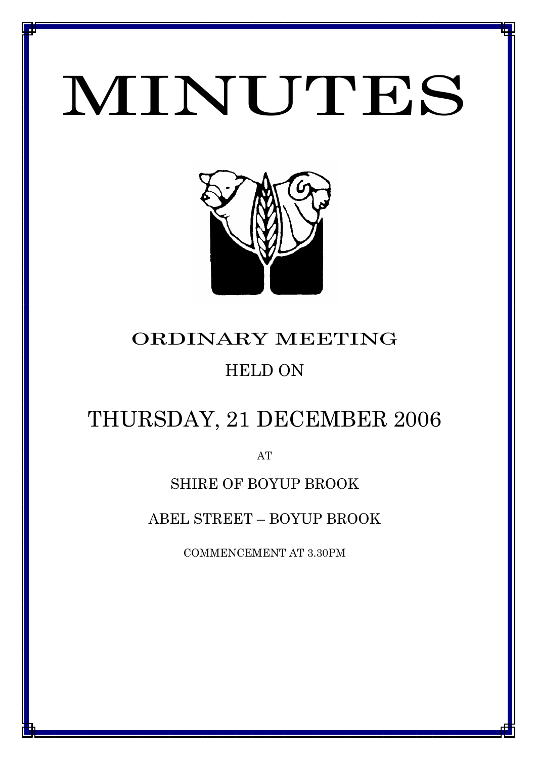# MINUTES

## ORDINARY MEETING

HELD ON

## THURSDAY, 21 DECEMBER 2006

AT

SHIRE OF BOYUP BROOK

ABEL STREET – BOYUP BROOK

COMMENCEMENT AT 3.30PM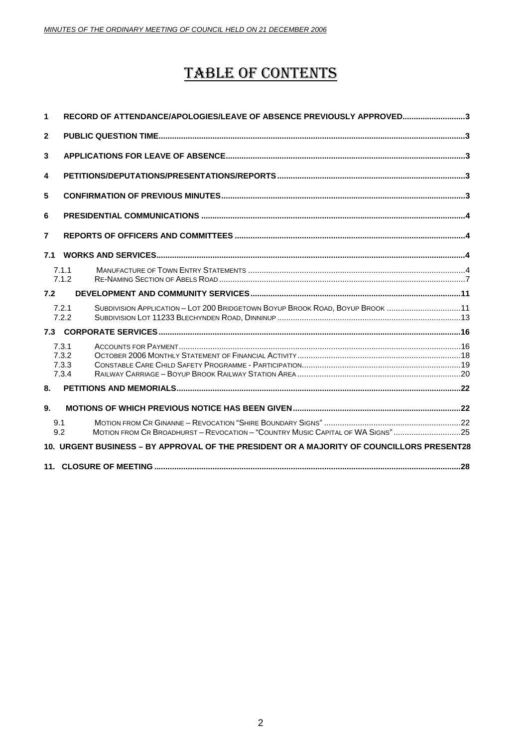# TABLE OF CONTENTS

1 RECORD OF ATTENDANCE/APOLOGIES/LEAVE OF ABSENCE PREVIOUSLY APPROVED....3

2 PUBLIC QUESTION TIME....3

3 APPLICATIONS FOR LEAVE OF ABSENCE....3

4 PETITIONS/DEPUTATIONS/PRESENTATIONS/REPORTS....3

5 CONFIRMATION OF PREVIOUS MINUTES....3

6 PRESIDENTIAL COMMUNICATIONS....4

7 REPORTS OF OFFICERS AND COMMITTEES....4

7.1 WORKS AND SERVICES....4

- 7.1.1 MANUFACTURE OF TOWN ENTRY STATEMENTS....4
- 7.1.2 RE-NAMING SECTION OF ABELS ROAD....7

7.2 DEVELOPMENT AND COMMUNITY SERVICES....11

- 7.2.1 SUBDIVISION APPLICATION – LOT 200 BRIDGETOWN BOYUP BROOK ROAD, BOYUP BROOK....11
- 7.2.2 SUBDIVISION LOT 11233 BLECHYNDEN ROAD, DINNINUP....13

7.3 CORPORATE SERVICES....16

- 7.3.1 ACCOUNTS FOR PAYMENT....16
- 7.3.2 OCTOBER 2006 MONTHLY STATEMENT OF FINANCIAL ACTIVITY....18
- 7.3.3 CONSTABLE CARE CHILD SAFETY PROGRAMME - PARTICIPATION....19
- 7.3.4 RAILWAY CARRIAGE – BOYUP BROOK RAILWAY STATION AREA....20

8. PETITIONS AND MEMORIALS....22

9. MOTIONS OF WHICH PREVIOUS NOTICE HAS BEEN GIVEN....22

- 9.1 MOTION FROM CR GINANNE – REVOCATION "SHIRE BOUNDARY SIGNS"....22
- 9.2 MOTION FROM CR BROADHURST – REVOCATION – "COUNTRY MUSIC CAPITAL OF WA SIGNS"....25

10. URGENT BUSINESS – BY APPROVAL OF THE PRESIDENT OR A MAJORITY OF COUNCILLORS PRESENT....28

11. CLOSURE OF MEETING....28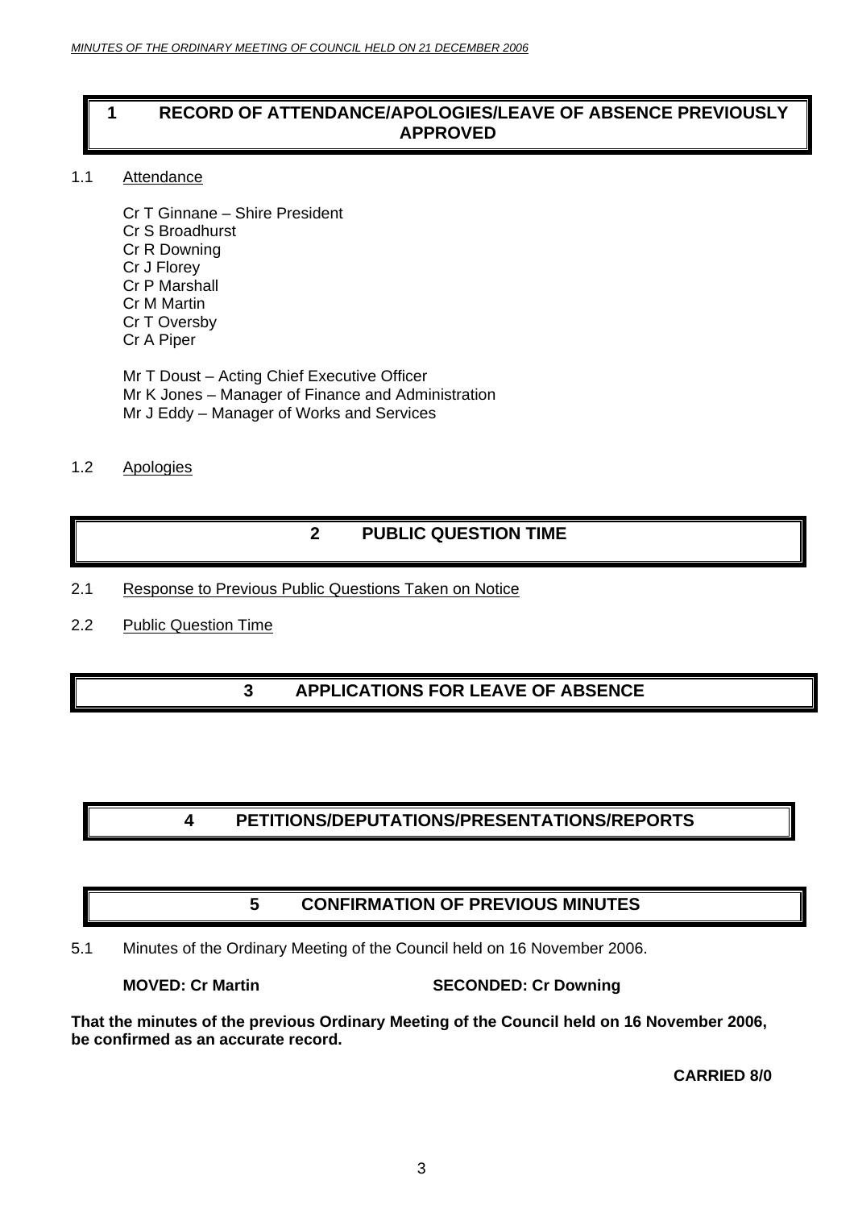# 1 RECORD OF ATTENDANCE/APOLOGIES/LEAVE OF ABSENCE PREVIOUSLY APPROVED

1.1 Attendance

Cr T Ginnane – Shire President
Cr S Broadhurst
Cr R Downing
Cr J Florey
Cr P Marshall
Cr M Martin
Cr T Oversby
Cr A Piper

Mr T Doust – Acting Chief Executive Officer
Mr K Jones – Manager of Finance and Administration
Mr J Eddy – Manager of Works and Services

1.2 Apologies

# 2 PUBLIC QUESTION TIME

2.1 Response to Previous Public Questions Taken on Notice

2.2 Public Question Time

# 3 APPLICATIONS FOR LEAVE OF ABSENCE

# 4 PETITIONS/DEPUTATIONS/PRESENTATIONS/REPORTS

# 5 CONFIRMATION OF PREVIOUS MINUTES

5.1 Minutes of the Ordinary Meeting of the Council held on 16 November 2006.

**MOVED: Cr Martin SECONDED: Cr Downing**

**That the minutes of the previous Ordinary Meeting of the Council held on 16 November 2006, be confirmed as an accurate record.**

**CARRIED 8/0**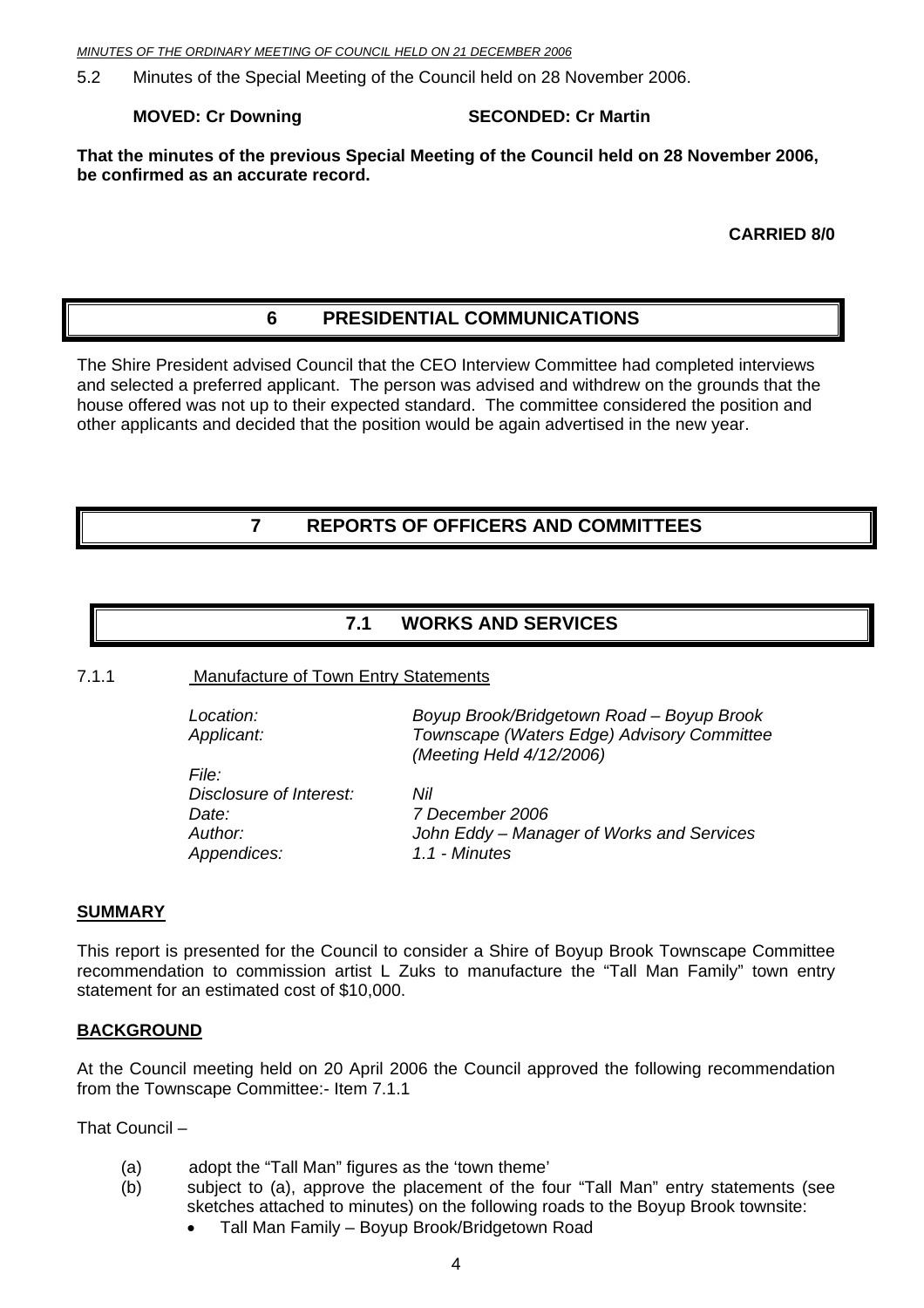5.2 Minutes of the Special Meeting of the Council held on 28 November 2006.

**MOVED: Cr Downing SECONDED: Cr Martin**

**That the minutes of the previous Special Meeting of the Council held on 28 November 2006, be confirmed as an accurate record.**

**CARRIED 8/0**

# 6 PRESIDENTIAL COMMUNICATIONS

The Shire President advised Council that the CEO Interview Committee had completed interviews and selected a preferred applicant. The person was advised and withdrew on the grounds that the house offered was not up to their expected standard. The committee considered the position and other applicants and decided that the position would be again advertised in the new year.

# 7 REPORTS OF OFFICERS AND COMMITTEES

## 7.1 WORKS AND SERVICES

### 7.1.1 Manufacture of Town Entry Statements

| | |
|---|---|
| *Location:* | *Boyup Brook/Bridgetown Road – Boyup Brook* |
| *Applicant:* | *Townscape (Waters Edge) Advisory Committee (Meeting Held 4/12/2006)* |
| *File:* | |
| *Disclosure of Interest:* | *Nil* |
| *Date:* | *7 December 2006* |
| *Author:* | *John Eddy – Manager of Works and Services* |
| *Appendices:* | *1.1 - Minutes* |

**SUMMARY**

This report is presented for the Council to consider a Shire of Boyup Brook Townscape Committee recommendation to commission artist L Zuks to manufacture the "Tall Man Family" town entry statement for an estimated cost of $10,000.

**BACKGROUND**

At the Council meeting held on 20 April 2006 the Council approved the following recommendation from the Townscape Committee:- Item 7.1.1

That Council –

(a) adopt the "Tall Man" figures as the 'town theme'

(b) subject to (a), approve the placement of the four "Tall Man" entry statements (see sketches attached to minutes) on the following roads to the Boyup Brook townsite:

- Tall Man Family – Boyup Brook/Bridgetown Road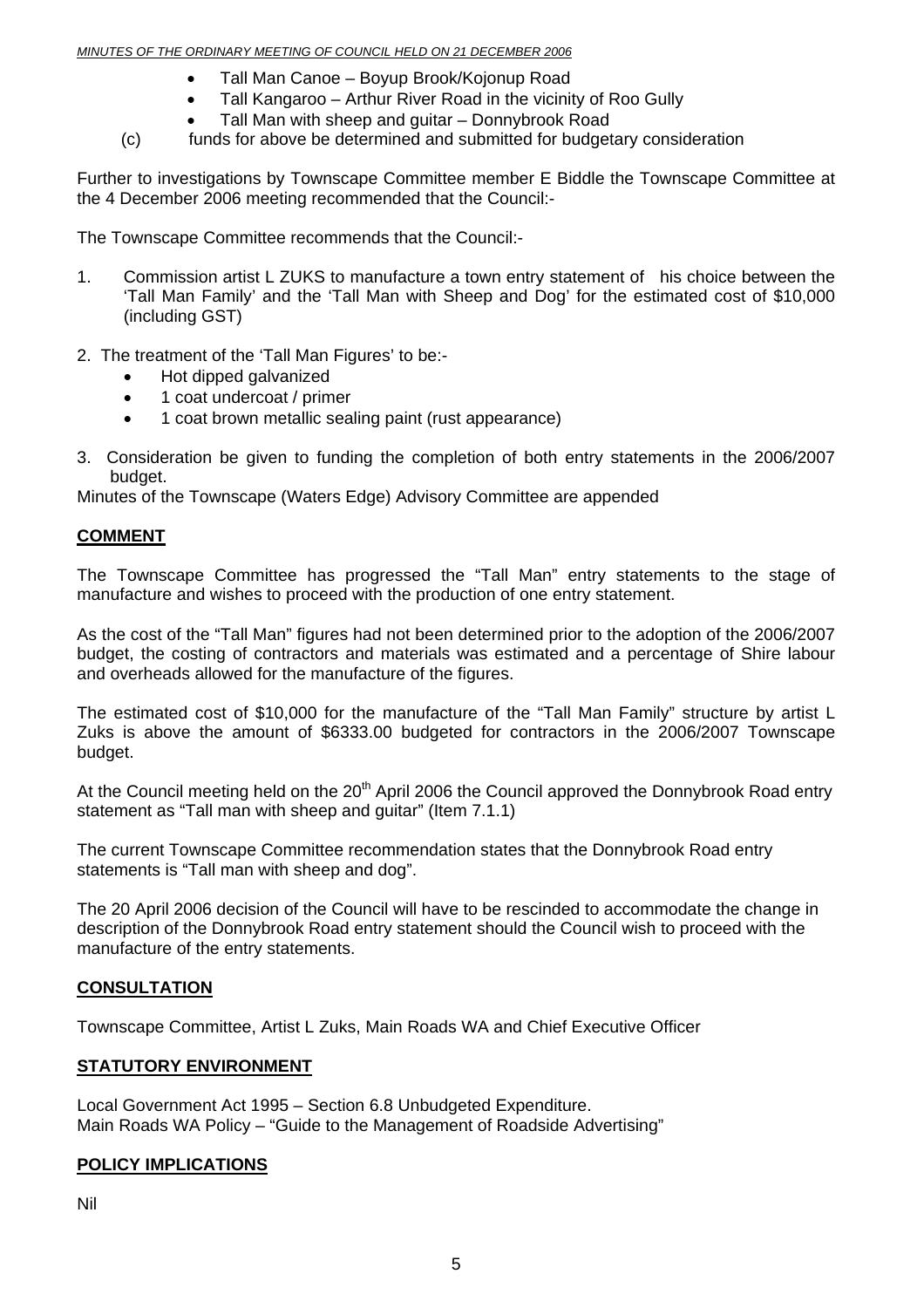- Tall Man Canoe – Boyup Brook/Kojonup Road
- Tall Kangaroo – Arthur River Road in the vicinity of Roo Gully
- Tall Man with sheep and guitar – Donnybrook Road

(c) funds for above be determined and submitted for budgetary consideration

Further to investigations by Townscape Committee member E Biddle the Townscape Committee at the 4 December 2006 meeting recommended that the Council:-

The Townscape Committee recommends that the Council:-

1. Commission artist L ZUKS to manufacture a town entry statement of his choice between the 'Tall Man Family' and the 'Tall Man with Sheep and Dog' for the estimated cost of $10,000 (including GST)

2. The treatment of the 'Tall Man Figures' to be:-
   - Hot dipped galvanized
   - 1 coat undercoat / primer
   - 1 coat brown metallic sealing paint (rust appearance)

3. Consideration be given to funding the completion of both entry statements in the 2006/2007 budget.

Minutes of the Townscape (Waters Edge) Advisory Committee are appended

## COMMENT

The Townscape Committee has progressed the "Tall Man" entry statements to the stage of manufacture and wishes to proceed with the production of one entry statement.

As the cost of the "Tall Man" figures had not been determined prior to the adoption of the 2006/2007 budget, the costing of contractors and materials was estimated and a percentage of Shire labour and overheads allowed for the manufacture of the figures.

The estimated cost of $10,000 for the manufacture of the "Tall Man Family" structure by artist L Zuks is above the amount of $6333.00 budgeted for contractors in the 2006/2007 Townscape budget.

At the Council meeting held on the 20th April 2006 the Council approved the Donnybrook Road entry statement as "Tall man with sheep and guitar" (Item 7.1.1)

The current Townscape Committee recommendation states that the Donnybrook Road entry statements is "Tall man with sheep and dog".

The 20 April 2006 decision of the Council will have to be rescinded to accommodate the change in description of the Donnybrook Road entry statement should the Council wish to proceed with the manufacture of the entry statements.

## CONSULTATION

Townscape Committee, Artist L Zuks, Main Roads WA and Chief Executive Officer

## STATUTORY ENVIRONMENT

Local Government Act 1995 – Section 6.8 Unbudgeted Expenditure.
Main Roads WA Policy – "Guide to the Management of Roadside Advertising"

## POLICY IMPLICATIONS

Nil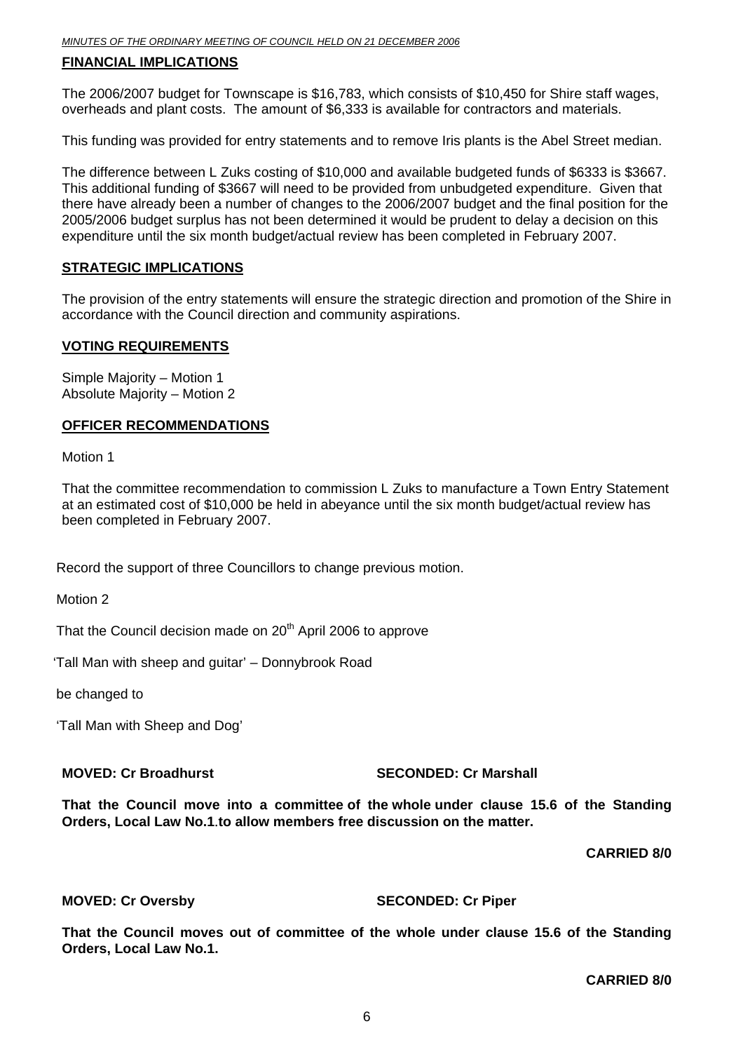## FINANCIAL IMPLICATIONS

The 2006/2007 budget for Townscape is $16,783, which consists of $10,450 for Shire staff wages, overheads and plant costs. The amount of $6,333 is available for contractors and materials.

This funding was provided for entry statements and to remove Iris plants is the Abel Street median.

The difference between L Zuks costing of $10,000 and available budgeted funds of $6333 is $3667. This additional funding of $3667 will need to be provided from unbudgeted expenditure. Given that there have already been a number of changes to the 2006/2007 budget and the final position for the 2005/2006 budget surplus has not been determined it would be prudent to delay a decision on this expenditure until the six month budget/actual review has been completed in February 2007.

## STRATEGIC IMPLICATIONS

The provision of the entry statements will ensure the strategic direction and promotion of the Shire in accordance with the Council direction and community aspirations.

## VOTING REQUIREMENTS

Simple Majority – Motion 1
Absolute Majority – Motion 2

## OFFICER RECOMMENDATIONS

Motion 1

That the committee recommendation to commission L Zuks to manufacture a Town Entry Statement at an estimated cost of $10,000 be held in abeyance until the six month budget/actual review has been completed in February 2007.

Record the support of three Councillors to change previous motion.

Motion 2

That the Council decision made on 20th April 2006 to approve

'Tall Man with sheep and guitar' – Donnybrook Road

be changed to

'Tall Man with Sheep and Dog'

**MOVED: Cr Broadhurst** **SECONDED: Cr Marshall**

**That the Council move into a committee of the whole under clause 15.6 of the Standing Orders, Local Law No.1.to allow members free discussion on the matter.**

**CARRIED 8/0**

**MOVED: Cr Oversby** **SECONDED: Cr Piper**

**That the Council moves out of committee of the whole under clause 15.6 of the Standing Orders, Local Law No.1.**

**CARRIED 8/0**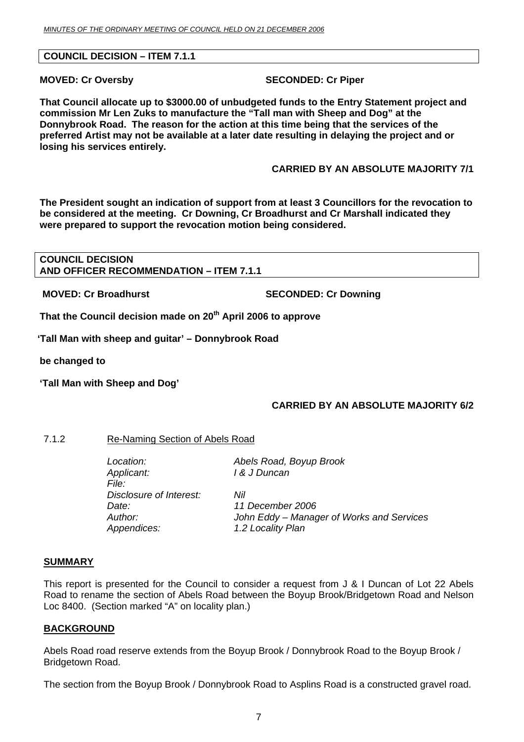**COUNCIL DECISION – ITEM 7.1.1**

**MOVED: Cr Oversby SECONDED: Cr Piper**

**That Council allocate up to $3000.00 of unbudgeted funds to the Entry Statement project and commission Mr Len Zuks to manufacture the "Tall man with Sheep and Dog" at the Donnybrook Road. The reason for the action at this time being that the services of the preferred Artist may not be available at a later date resulting in delaying the project and or losing his services entirely.**

**CARRIED BY AN ABSOLUTE MAJORITY 7/1**

**The President sought an indication of support from at least 3 Councillors for the revocation to be considered at the meeting. Cr Downing, Cr Broadhurst and Cr Marshall indicated they were prepared to support the revocation motion being considered.**

**COUNCIL DECISION AND OFFICER RECOMMENDATION – ITEM 7.1.1**

**MOVED: Cr Broadhurst SECONDED: Cr Downing**

**That the Council decision made on 20th April 2006 to approve**

**'Tall Man with sheep and guitar' – Donnybrook Road**

**be changed to**

**'Tall Man with Sheep and Dog'**

**CARRIED BY AN ABSOLUTE MAJORITY 6/2**

7.1.2 Re-Naming Section of Abels Road

*Location:* *Abels Road, Boyup Brook*
*Applicant:* *I & J Duncan*
*File:*
*Disclosure of Interest:* *Nil*
*Date:* *11 December 2006*
*Author:* *John Eddy – Manager of Works and Services*
*Appendices:* *1.2 Locality Plan*

**SUMMARY**

This report is presented for the Council to consider a request from J & I Duncan of Lot 22 Abels Road to rename the section of Abels Road between the Boyup Brook/Bridgetown Road and Nelson Loc 8400. (Section marked "A" on locality plan.)

**BACKGROUND**

Abels Road road reserve extends from the Boyup Brook / Donnybrook Road to the Boyup Brook / Bridgetown Road.

The section from the Boyup Brook / Donnybrook Road to Asplins Road is a constructed gravel road.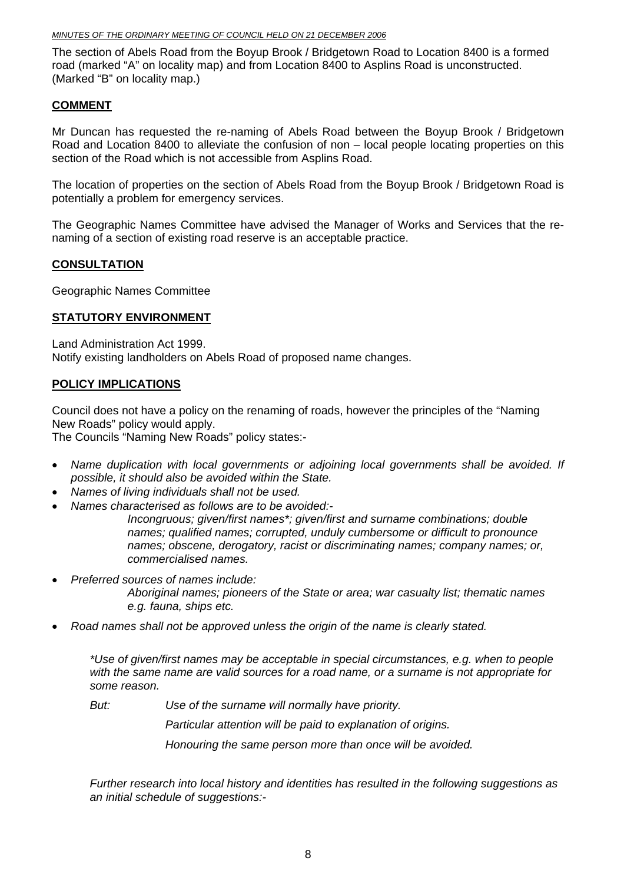The section of Abels Road from the Boyup Brook / Bridgetown Road to Location 8400 is a formed road (marked "A" on locality map) and from Location 8400 to Asplins Road is unconstructed. (Marked "B" on locality map.)

## COMMENT

Mr Duncan has requested the re-naming of Abels Road between the Boyup Brook / Bridgetown Road and Location 8400 to alleviate the confusion of non – local people locating properties on this section of the Road which is not accessible from Asplins Road.

The location of properties on the section of Abels Road from the Boyup Brook / Bridgetown Road is potentially a problem for emergency services.

The Geographic Names Committee have advised the Manager of Works and Services that the re-naming of a section of existing road reserve is an acceptable practice.

## CONSULTATION

Geographic Names Committee

## STATUTORY ENVIRONMENT

Land Administration Act 1999.
Notify existing landholders on Abels Road of proposed name changes.

## POLICY IMPLICATIONS

Council does not have a policy on the renaming of roads, however the principles of the "Naming New Roads" policy would apply.
The Councils "Naming New Roads" policy states:-

- *Name duplication with local governments or adjoining local governments shall be avoided. If possible, it should also be avoided within the State.*
- *Names of living individuals shall not be used.*
- *Names characterised as follows are to be avoided:-*
  *Incongruous; given/first names\*; given/first and surname combinations; double names; qualified names; corrupted, unduly cumbersome or difficult to pronounce names; obscene, derogatory, racist or discriminating names; company names; or, commercialised names.*
- *Preferred sources of names include:*
  *Aboriginal names; pioneers of the State or area; war casualty list; thematic names e.g. fauna, ships etc.*
- *Road names shall not be approved unless the origin of the name is clearly stated.*

*\*Use of given/first names may be acceptable in special circumstances, e.g. when to people with the same name are valid sources for a road name, or a surname is not appropriate for some reason.*

*But: Use of the surname will normally have priority.*

*Particular attention will be paid to explanation of origins.*

*Honouring the same person more than once will be avoided.*

*Further research into local history and identities has resulted in the following suggestions as an initial schedule of suggestions:-*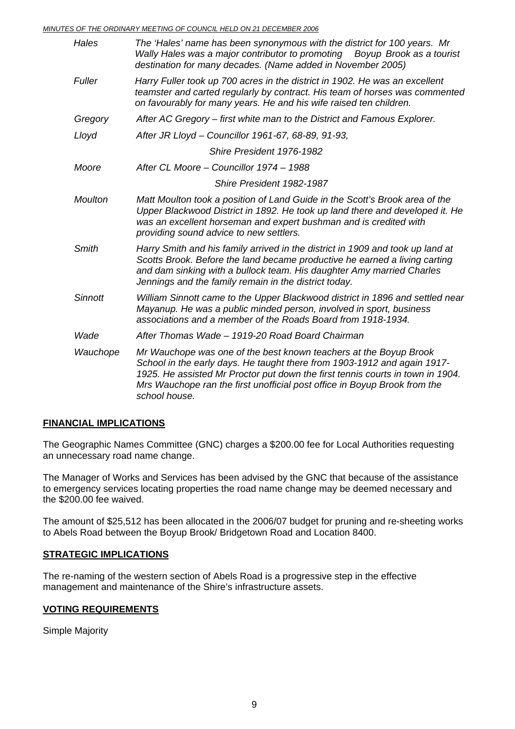| | |
|---|---|
| *Hales* | *The 'Hales' name has been synonymous with the district for 100 years. Mr Wally Hales was a major contributor to promoting Boyup Brook as a tourist destination for many decades. (Name added in November 2005)* |
| *Fuller* | *Harry Fuller took up 700 acres in the district in 1902. He was an excellent teamster and carted regularly by contract. His team of horses was commented on favourably for many years. He and his wife raised ten children.* |
| *Gregory* | *After AC Gregory – first white man to the District and Famous Explorer.* |
| *Lloyd* | *After JR Lloyd – Councillor 1961-67, 68-89, 91-93, Shire President 1976-1982* |
| *Moore* | *After CL Moore – Councillor 1974 – 1988 Shire President 1982-1987* |
| *Moulton* | *Matt Moulton took a position of Land Guide in the Scott's Brook area of the Upper Blackwood District in 1892. He took up land there and developed it. He was an excellent horseman and expert bushman and is credited with providing sound advice to new settlers.* |
| *Smith* | *Harry Smith and his family arrived in the district in 1909 and took up land at Scotts Brook. Before the land became productive he earned a living carting and dam sinking with a bullock team. His daughter Amy married Charles Jennings and the family remain in the district today.* |
| *Sinnott* | *William Sinnott came to the Upper Blackwood district in 1896 and settled near Mayanup. He was a public minded person, involved in sport, business associations and a member of the Roads Board from 1918-1934.* |
| *Wade* | *After Thomas Wade – 1919-20 Road Board Chairman* |
| *Wauchope* | *Mr Wauchope was one of the best known teachers at the Boyup Brook School in the early days. He taught there from 1903-1912 and again 1917-1925. He assisted Mr Proctor put down the first tennis courts in town in 1904. Mrs Wauchope ran the first unofficial post office in Boyup Brook from the school house.* |

## FINANCIAL IMPLICATIONS

The Geographic Names Committee (GNC) charges a $200.00 fee for Local Authorities requesting an unnecessary road name change.

The Manager of Works and Services has been advised by the GNC that because of the assistance to emergency services locating properties the road name change may be deemed necessary and the $200.00 fee waived.

The amount of $25,512 has been allocated in the 2006/07 budget for pruning and re-sheeting works to Abels Road between the Boyup Brook/ Bridgetown Road and Location 8400.

## STRATEGIC IMPLICATIONS

The re-naming of the western section of Abels Road is a progressive step in the effective management and maintenance of the Shire's infrastructure assets.

## VOTING REQUIREMENTS

Simple Majority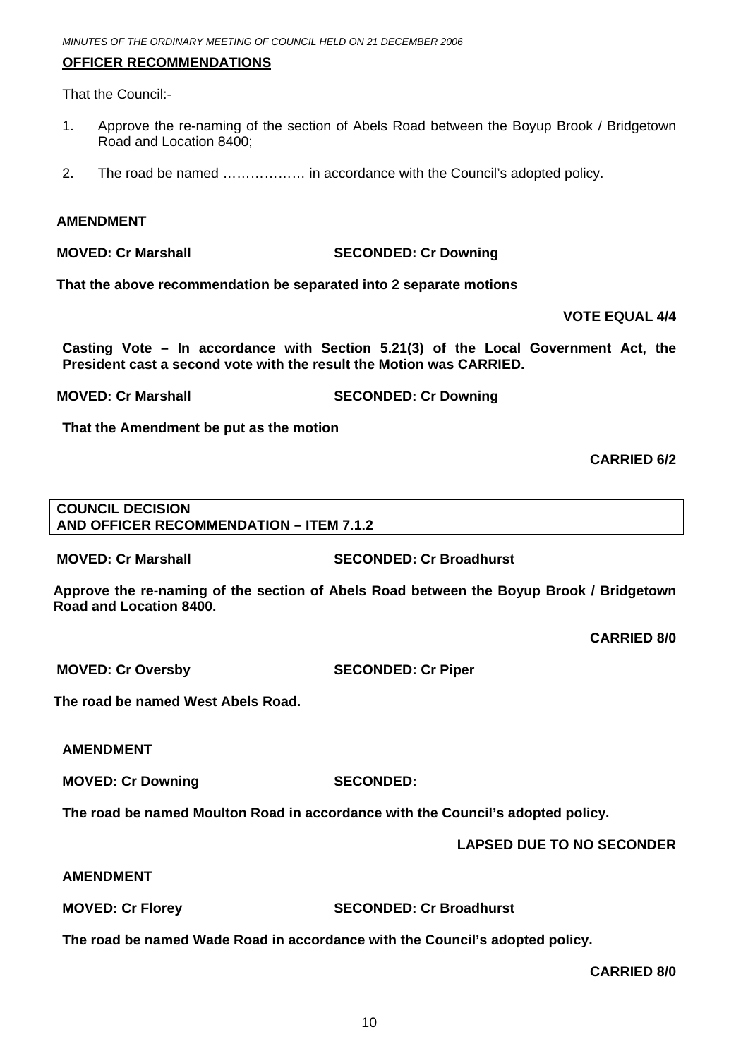**OFFICER RECOMMENDATIONS**

That the Council:-

1. Approve the re-naming of the section of Abels Road between the Boyup Brook / Bridgetown Road and Location 8400;
2. The road be named ……………… in accordance with the Council's adopted policy.

**AMENDMENT**

**MOVED: Cr Marshall SECONDED: Cr Downing**

**That the above recommendation be separated into 2 separate motions**

**VOTE EQUAL 4/4**

**Casting Vote – In accordance with Section 5.21(3) of the Local Government Act, the President cast a second vote with the result the Motion was CARRIED.**

**MOVED: Cr Marshall SECONDED: Cr Downing**

**That the Amendment be put as the motion**

**CARRIED 6/2**

**COUNCIL DECISION**
**AND OFFICER RECOMMENDATION – ITEM 7.1.2**

**MOVED: Cr Marshall SECONDED: Cr Broadhurst**

**Approve the re-naming of the section of Abels Road between the Boyup Brook / Bridgetown Road and Location 8400.**

**CARRIED 8/0**

**MOVED: Cr Oversby SECONDED: Cr Piper**

**The road be named West Abels Road.**

**AMENDMENT**

**MOVED: Cr Downing SECONDED:**

**The road be named Moulton Road in accordance with the Council's adopted policy.**

**LAPSED DUE TO NO SECONDER**

**AMENDMENT**

**MOVED: Cr Florey SECONDED: Cr Broadhurst**

**The road be named Wade Road in accordance with the Council's adopted policy.**

**CARRIED 8/0**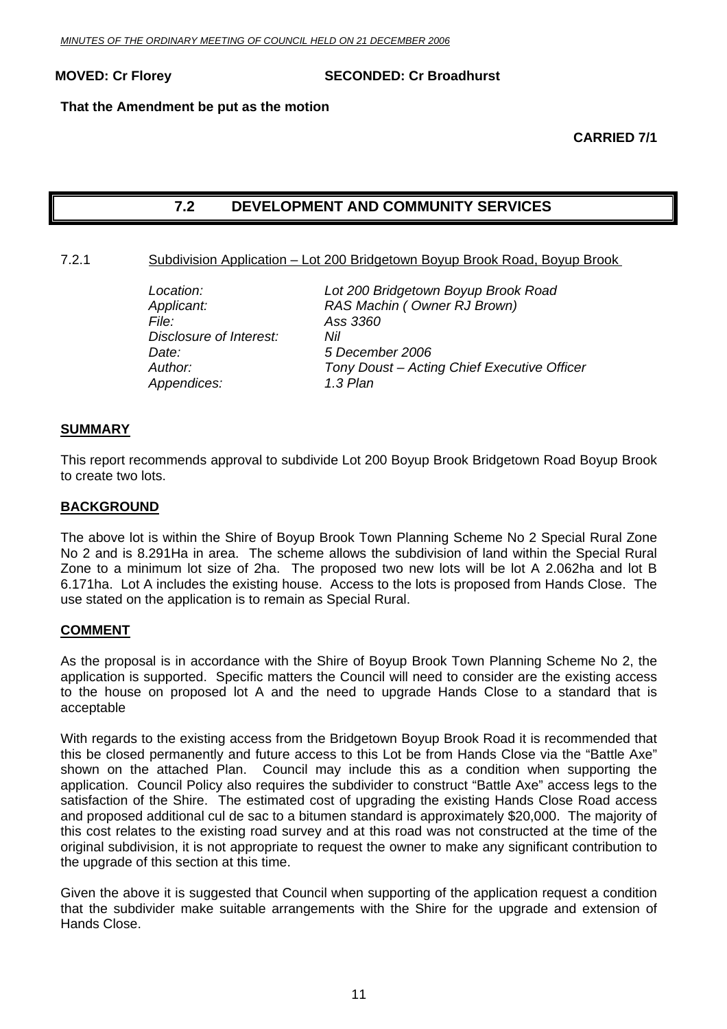**MOVED: Cr Florey SECONDED: Cr Broadhurst**

**That the Amendment be put as the motion**

**CARRIED 7/1**

## 7.2 DEVELOPMENT AND COMMUNITY SERVICES

7.2.1 Subdivision Application – Lot 200 Bridgetown Boyup Brook Road, Boyup Brook

| | |
|---|---|
| *Location:* | *Lot 200 Bridgetown Boyup Brook Road* |
| *Applicant:* | *RAS Machin ( Owner RJ Brown)* |
| *File:* | *Ass 3360* |
| *Disclosure of Interest:* | *Nil* |
| *Date:* | *5 December 2006* |
| *Author:* | *Tony Doust – Acting Chief Executive Officer* |
| *Appendices:* | *1.3 Plan* |

### SUMMARY

This report recommends approval to subdivide Lot 200 Boyup Brook Bridgetown Road Boyup Brook to create two lots.

### BACKGROUND

The above lot is within the Shire of Boyup Brook Town Planning Scheme No 2 Special Rural Zone No 2 and is 8.291Ha in area. The scheme allows the subdivision of land within the Special Rural Zone to a minimum lot size of 2ha. The proposed two new lots will be lot A 2.062ha and lot B 6.171ha. Lot A includes the existing house. Access to the lots is proposed from Hands Close. The use stated on the application is to remain as Special Rural.

### COMMENT

As the proposal is in accordance with the Shire of Boyup Brook Town Planning Scheme No 2, the application is supported. Specific matters the Council will need to consider are the existing access to the house on proposed lot A and the need to upgrade Hands Close to a standard that is acceptable

With regards to the existing access from the Bridgetown Boyup Brook Road it is recommended that this be closed permanently and future access to this Lot be from Hands Close via the "Battle Axe" shown on the attached Plan. Council may include this as a condition when supporting the application. Council Policy also requires the subdivider to construct "Battle Axe" access legs to the satisfaction of the Shire. The estimated cost of upgrading the existing Hands Close Road access and proposed additional cul de sac to a bitumen standard is approximately $20,000. The majority of this cost relates to the existing road survey and at this road was not constructed at the time of the original subdivision, it is not appropriate to request the owner to make any significant contribution to the upgrade of this section at this time.

Given the above it is suggested that Council when supporting of the application request a condition that the subdivider make suitable arrangements with the Shire for the upgrade and extension of Hands Close.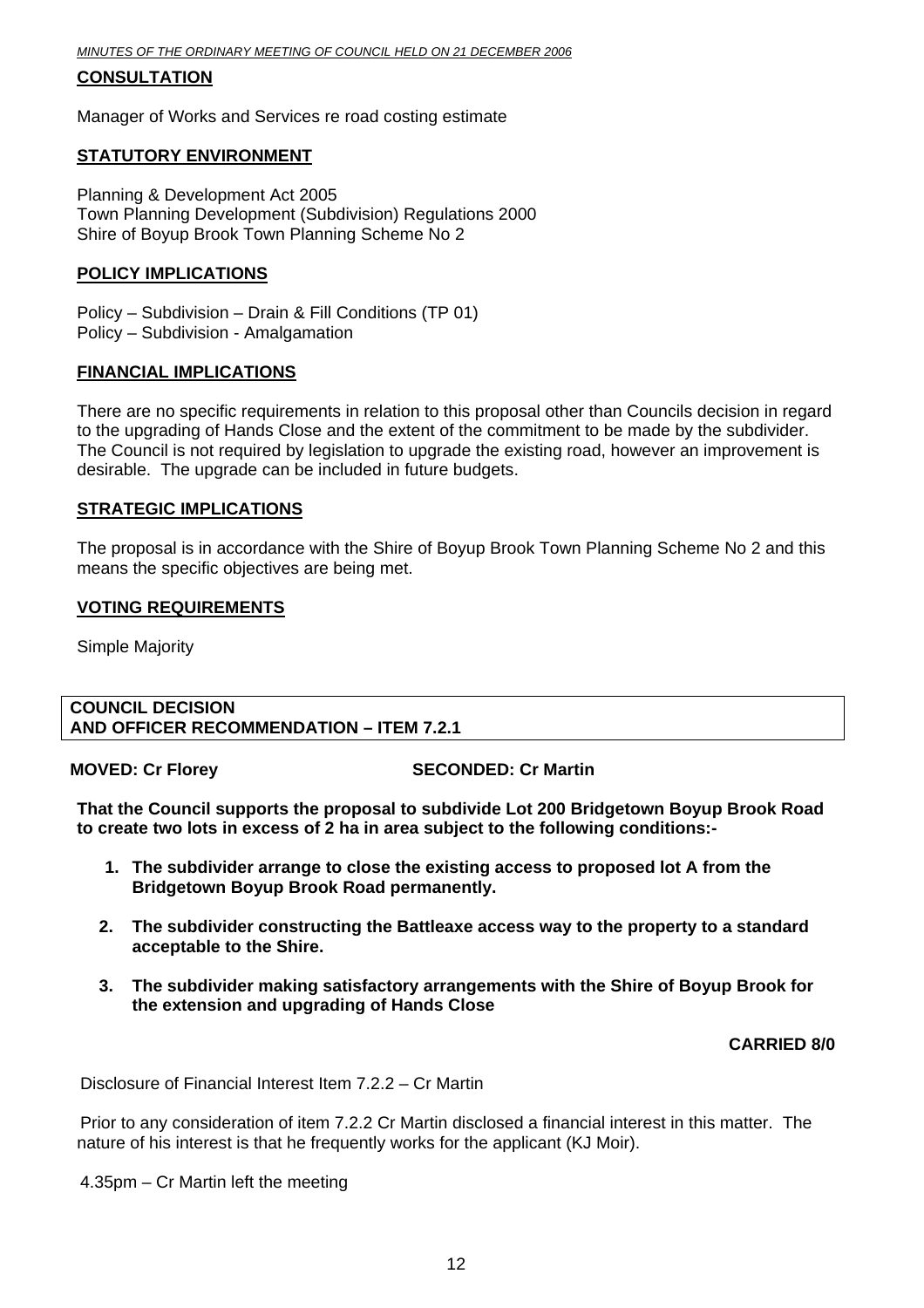**CONSULTATION**

Manager of Works and Services re road costing estimate

**STATUTORY ENVIRONMENT**

Planning & Development Act 2005
Town Planning Development (Subdivision) Regulations 2000
Shire of Boyup Brook Town Planning Scheme No 2

**POLICY IMPLICATIONS**

Policy – Subdivision – Drain & Fill Conditions (TP 01)
Policy – Subdivision - Amalgamation

**FINANCIAL IMPLICATIONS**

There are no specific requirements in relation to this proposal other than Councils decision in regard to the upgrading of Hands Close and the extent of the commitment to be made by the subdivider. The Council is not required by legislation to upgrade the existing road, however an improvement is desirable. The upgrade can be included in future budgets.

**STRATEGIC IMPLICATIONS**

The proposal is in accordance with the Shire of Boyup Brook Town Planning Scheme No 2 and this means the specific objectives are being met.

**VOTING REQUIREMENTS**

Simple Majority

**COUNCIL DECISION**
**AND OFFICER RECOMMENDATION – ITEM 7.2.1**

**MOVED: Cr Florey** **SECONDED: Cr Martin**

**That the Council supports the proposal to subdivide Lot 200 Bridgetown Boyup Brook Road to create two lots in excess of 2 ha in area subject to the following conditions:-**

1. **The subdivider arrange to close the existing access to proposed lot A from the Bridgetown Boyup Brook Road permanently.**
2. **The subdivider constructing the Battleaxe access way to the property to a standard acceptable to the Shire.**
3. **The subdivider making satisfactory arrangements with the Shire of Boyup Brook for the extension and upgrading of Hands Close**

**CARRIED 8/0**

Disclosure of Financial Interest Item 7.2.2 – Cr Martin

Prior to any consideration of item 7.2.2 Cr Martin disclosed a financial interest in this matter. The nature of his interest is that he frequently works for the applicant (KJ Moir).

4.35pm – Cr Martin left the meeting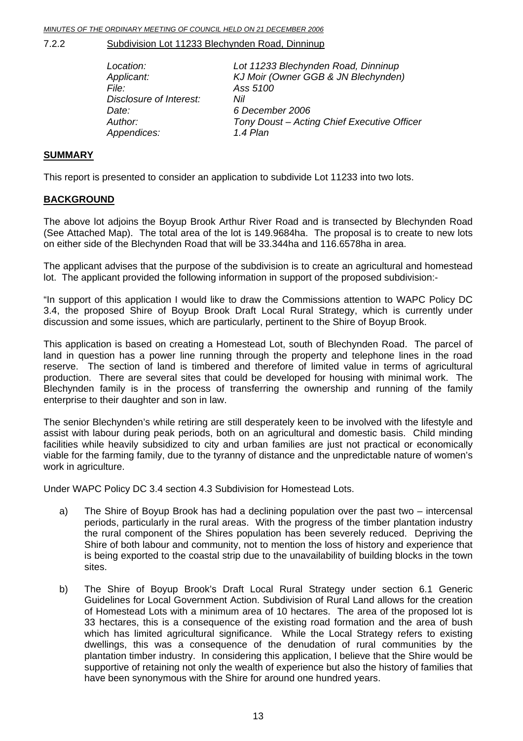7.2.2 Subdivision Lot 11233 Blechynden Road, Dinninup

| | |
|---|---|
| *Location:* | *Lot 11233 Blechynden Road, Dinninup* |
| *Applicant:* | *KJ Moir (Owner GGB & JN Blechynden)* |
| *File:* | *Ass 5100* |
| *Disclosure of Interest:* | *Nil* |
| *Date:* | *6 December 2006* |
| *Author:* | *Tony Doust – Acting Chief Executive Officer* |
| *Appendices:* | *1.4 Plan* |

## SUMMARY

This report is presented to consider an application to subdivide Lot 11233 into two lots.

## BACKGROUND

The above lot adjoins the Boyup Brook Arthur River Road and is transected by Blechynden Road (See Attached Map). The total area of the lot is 149.9684ha. The proposal is to create to new lots on either side of the Blechynden Road that will be 33.344ha and 116.6578ha in area.

The applicant advises that the purpose of the subdivision is to create an agricultural and homestead lot. The applicant provided the following information in support of the proposed subdivision:-

"In support of this application I would like to draw the Commissions attention to WAPC Policy DC 3.4, the proposed Shire of Boyup Brook Draft Local Rural Strategy, which is currently under discussion and some issues, which are particularly, pertinent to the Shire of Boyup Brook.

This application is based on creating a Homestead Lot, south of Blechynden Road. The parcel of land in question has a power line running through the property and telephone lines in the road reserve. The section of land is timbered and therefore of limited value in terms of agricultural production. There are several sites that could be developed for housing with minimal work. The Blechynden family is in the process of transferring the ownership and running of the family enterprise to their daughter and son in law.

The senior Blechynden's while retiring are still desperately keen to be involved with the lifestyle and assist with labour during peak periods, both on an agricultural and domestic basis. Child minding facilities while heavily subsidized to city and urban families are just not practical or economically viable for the farming family, due to the tyranny of distance and the unpredictable nature of women's work in agriculture.

Under WAPC Policy DC 3.4 section 4.3 Subdivision for Homestead Lots.

a) The Shire of Boyup Brook has had a declining population over the past two – intercensal periods, particularly in the rural areas. With the progress of the timber plantation industry the rural component of the Shires population has been severely reduced. Depriving the Shire of both labour and community, not to mention the loss of history and experience that is being exported to the coastal strip due to the unavailability of building blocks in the town sites.

b) The Shire of Boyup Brook's Draft Local Rural Strategy under section 6.1 Generic Guidelines for Local Government Action. Subdivision of Rural Land allows for the creation of Homestead Lots with a minimum area of 10 hectares. The area of the proposed lot is 33 hectares, this is a consequence of the existing road formation and the area of bush which has limited agricultural significance. While the Local Strategy refers to existing dwellings, this was a consequence of the denudation of rural communities by the plantation timber industry. In considering this application, I believe that the Shire would be supportive of retaining not only the wealth of experience but also the history of families that have been synonymous with the Shire for around one hundred years.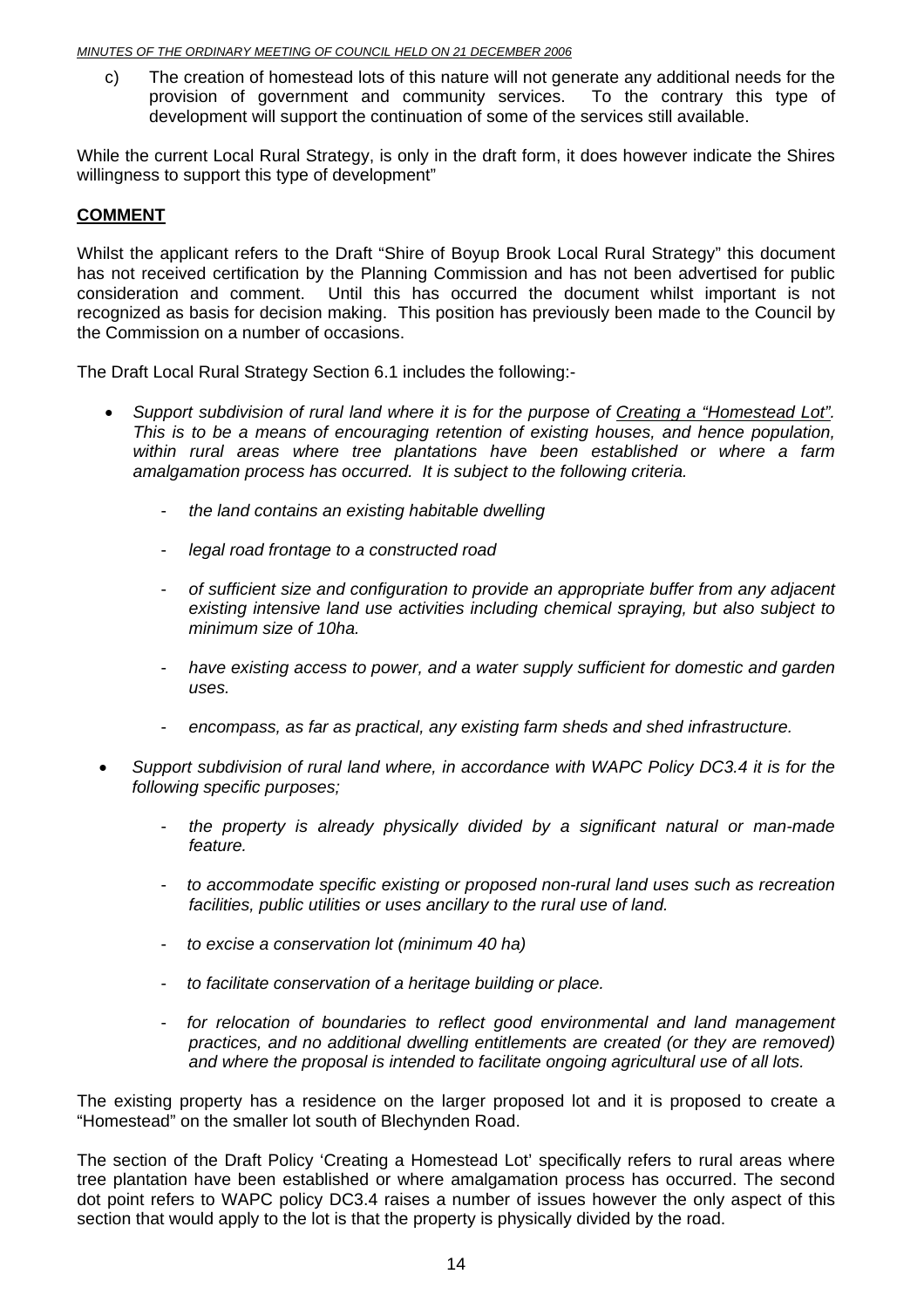c) The creation of homestead lots of this nature will not generate any additional needs for the provision of government and community services. To the contrary this type of development will support the continuation of some of the services still available.

While the current Local Rural Strategy, is only in the draft form, it does however indicate the Shires willingness to support this type of development"

## COMMENT

Whilst the applicant refers to the Draft "Shire of Boyup Brook Local Rural Strategy" this document has not received certification by the Planning Commission and has not been advertised for public consideration and comment. Until this has occurred the document whilst important is not recognized as basis for decision making. This position has previously been made to the Council by the Commission on a number of occasions.

The Draft Local Rural Strategy Section 6.1 includes the following:-

- *Support subdivision of rural land where it is for the purpose of Creating a "Homestead Lot". This is to be a means of encouraging retention of existing houses, and hence population, within rural areas where tree plantations have been established or where a farm amalgamation process has occurred. It is subject to the following criteria.*
  - *the land contains an existing habitable dwelling*
  - *legal road frontage to a constructed road*
  - *of sufficient size and configuration to provide an appropriate buffer from any adjacent existing intensive land use activities including chemical spraying, but also subject to minimum size of 10ha.*
  - *have existing access to power, and a water supply sufficient for domestic and garden uses.*
  - *encompass, as far as practical, any existing farm sheds and shed infrastructure.*
- *Support subdivision of rural land where, in accordance with WAPC Policy DC3.4 it is for the following specific purposes;*
  - *the property is already physically divided by a significant natural or man-made feature.*
  - *to accommodate specific existing or proposed non-rural land uses such as recreation facilities, public utilities or uses ancillary to the rural use of land.*
  - *to excise a conservation lot (minimum 40 ha)*
  - *to facilitate conservation of a heritage building or place.*
  - *for relocation of boundaries to reflect good environmental and land management practices, and no additional dwelling entitlements are created (or they are removed) and where the proposal is intended to facilitate ongoing agricultural use of all lots.*

The existing property has a residence on the larger proposed lot and it is proposed to create a "Homestead" on the smaller lot south of Blechynden Road.

The section of the Draft Policy 'Creating a Homestead Lot' specifically refers to rural areas where tree plantation have been established or where amalgamation process has occurred. The second dot point refers to WAPC policy DC3.4 raises a number of issues however the only aspect of this section that would apply to the lot is that the property is physically divided by the road.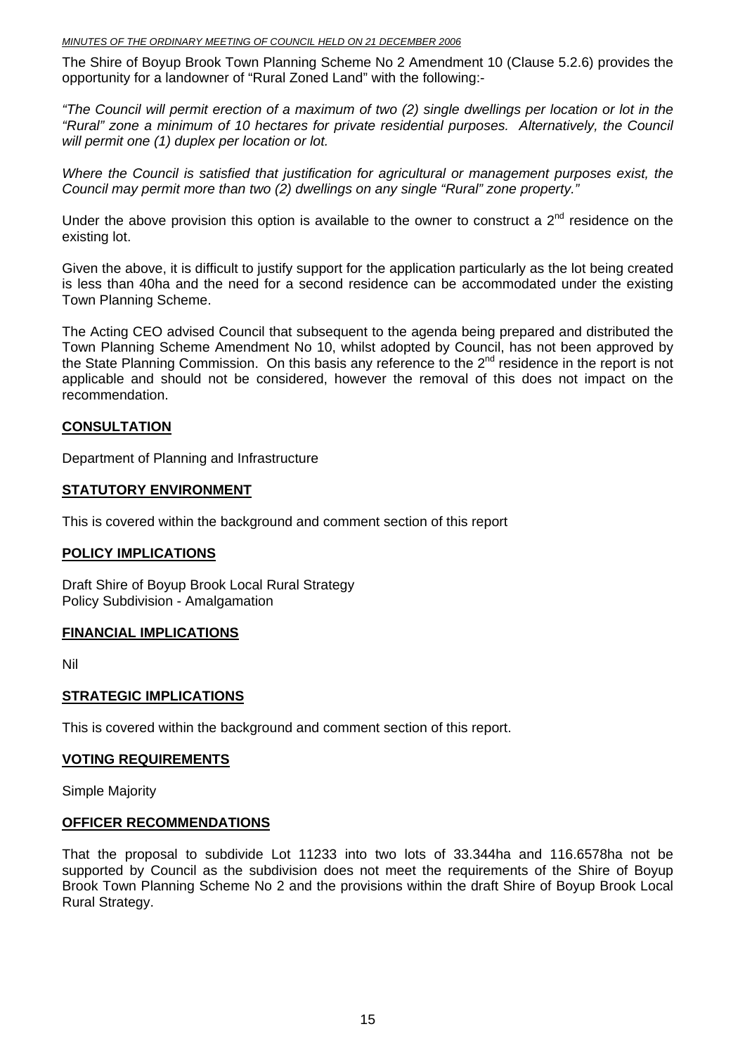The Shire of Boyup Brook Town Planning Scheme No 2 Amendment 10 (Clause 5.2.6) provides the opportunity for a landowner of "Rural Zoned Land" with the following:-

*"The Council will permit erection of a maximum of two (2) single dwellings per location or lot in the "Rural" zone a minimum of 10 hectares for private residential purposes. Alternatively, the Council will permit one (1) duplex per location or lot.*

*Where the Council is satisfied that justification for agricultural or management purposes exist, the Council may permit more than two (2) dwellings on any single "Rural" zone property."*

Under the above provision this option is available to the owner to construct a 2nd residence on the existing lot.

Given the above, it is difficult to justify support for the application particularly as the lot being created is less than 40ha and the need for a second residence can be accommodated under the existing Town Planning Scheme.

The Acting CEO advised Council that subsequent to the agenda being prepared and distributed the Town Planning Scheme Amendment No 10, whilst adopted by Council, has not been approved by the State Planning Commission. On this basis any reference to the 2nd residence in the report is not applicable and should not be considered, however the removal of this does not impact on the recommendation.

## CONSULTATION

Department of Planning and Infrastructure

## STATUTORY ENVIRONMENT

This is covered within the background and comment section of this report

## POLICY IMPLICATIONS

Draft Shire of Boyup Brook Local Rural Strategy
Policy Subdivision - Amalgamation

## FINANCIAL IMPLICATIONS

Nil

## STRATEGIC IMPLICATIONS

This is covered within the background and comment section of this report.

## VOTING REQUIREMENTS

Simple Majority

## OFFICER RECOMMENDATIONS

That the proposal to subdivide Lot 11233 into two lots of 33.344ha and 116.6578ha not be supported by Council as the subdivision does not meet the requirements of the Shire of Boyup Brook Town Planning Scheme No 2 and the provisions within the draft Shire of Boyup Brook Local Rural Strategy.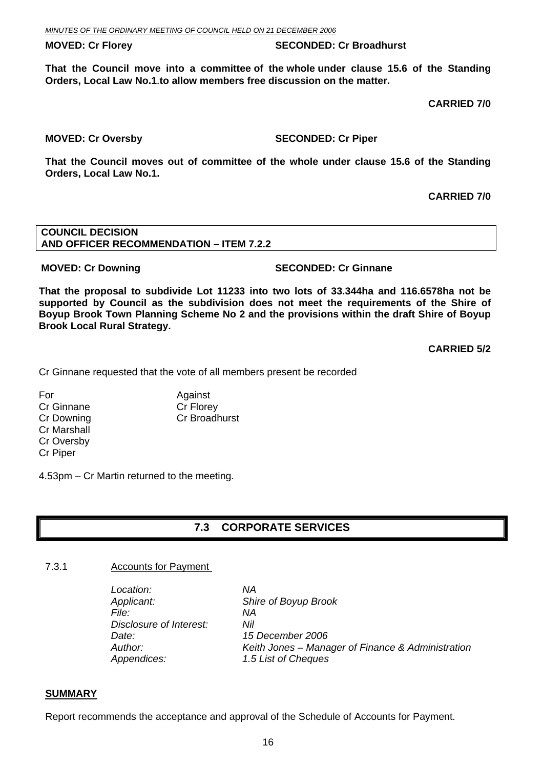**MOVED: Cr Florey SECONDED: Cr Broadhurst**

**That the Council move into a committee of the whole under clause 15.6 of the Standing Orders, Local Law No.1.to allow members free discussion on the matter.**

**CARRIED 7/0**

**MOVED: Cr Oversby SECONDED: Cr Piper**

**That the Council moves out of committee of the whole under clause 15.6 of the Standing Orders, Local Law No.1.**

**CARRIED 7/0**

**COUNCIL DECISION**
**AND OFFICER RECOMMENDATION – ITEM 7.2.2**

**MOVED: Cr Downing SECONDED: Cr Ginnane**

**That the proposal to subdivide Lot 11233 into two lots of 33.344ha and 116.6578ha not be supported by Council as the subdivision does not meet the requirements of the Shire of Boyup Brook Town Planning Scheme No 2 and the provisions within the draft Shire of Boyup Brook Local Rural Strategy.**

**CARRIED 5/2**

Cr Ginnane requested that the vote of all members present be recorded

| For | Against |
|---|---|
| Cr Ginnane | Cr Florey |
| Cr Downing | Cr Broadhurst |
| Cr Marshall | |
| Cr Oversby | |
| Cr Piper | |

4.53pm – Cr Martin returned to the meeting.

## 7.3 CORPORATE SERVICES

### 7.3.1 Accounts for Payment

*Location:* *NA*
*Applicant:* *Shire of Boyup Brook*
*File:* *NA*
*Disclosure of Interest:* *Nil*
*Date:* *15 December 2006*
*Author:* *Keith Jones – Manager of Finance & Administration*
*Appendices:* *1.5 List of Cheques*

**SUMMARY**

Report recommends the acceptance and approval of the Schedule of Accounts for Payment.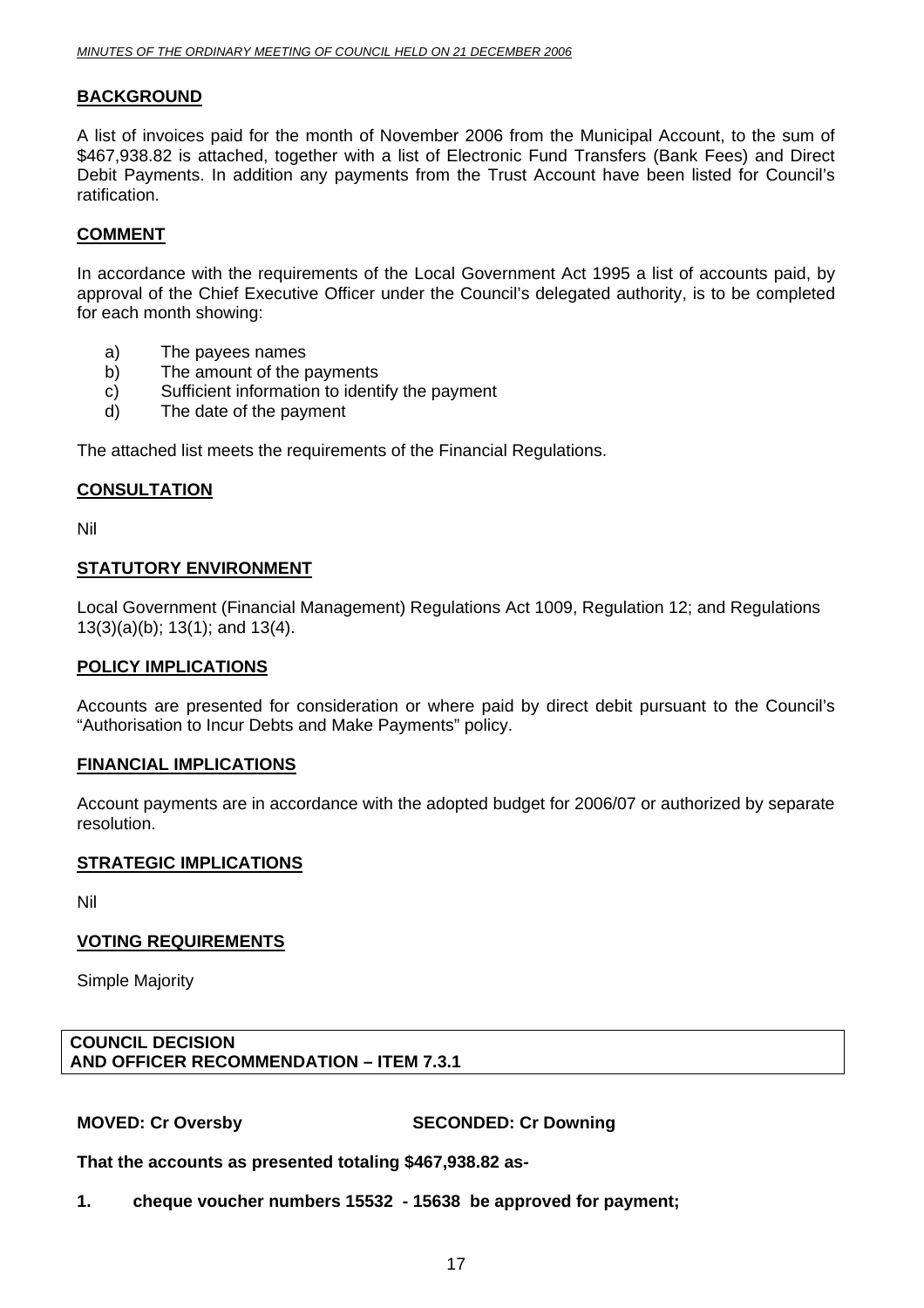## BACKGROUND

A list of invoices paid for the month of November 2006 from the Municipal Account, to the sum of $467,938.82 is attached, together with a list of Electronic Fund Transfers (Bank Fees) and Direct Debit Payments. In addition any payments from the Trust Account have been listed for Council's ratification.

## COMMENT

In accordance with the requirements of the Local Government Act 1995 a list of accounts paid, by approval of the Chief Executive Officer under the Council's delegated authority, is to be completed for each month showing:

a) The payees names
b) The amount of the payments
c) Sufficient information to identify the payment
d) The date of the payment

The attached list meets the requirements of the Financial Regulations.

## CONSULTATION

Nil

## STATUTORY ENVIRONMENT

Local Government (Financial Management) Regulations Act 1009, Regulation 12; and Regulations 13(3)(a)(b); 13(1); and 13(4).

## POLICY IMPLICATIONS

Accounts are presented for consideration or where paid by direct debit pursuant to the Council's "Authorisation to Incur Debts and Make Payments" policy.

## FINANCIAL IMPLICATIONS

Account payments are in accordance with the adopted budget for 2006/07 or authorized by separate resolution.

## STRATEGIC IMPLICATIONS

Nil

## VOTING REQUIREMENTS

Simple Majority

**COUNCIL DECISION**
**AND OFFICER RECOMMENDATION – ITEM 7.3.1**

**MOVED: Cr Oversby** **SECONDED: Cr Downing**

**That the accounts as presented totaling $467,938.82 as-**

**1. cheque voucher numbers 15532 - 15638 be approved for payment;**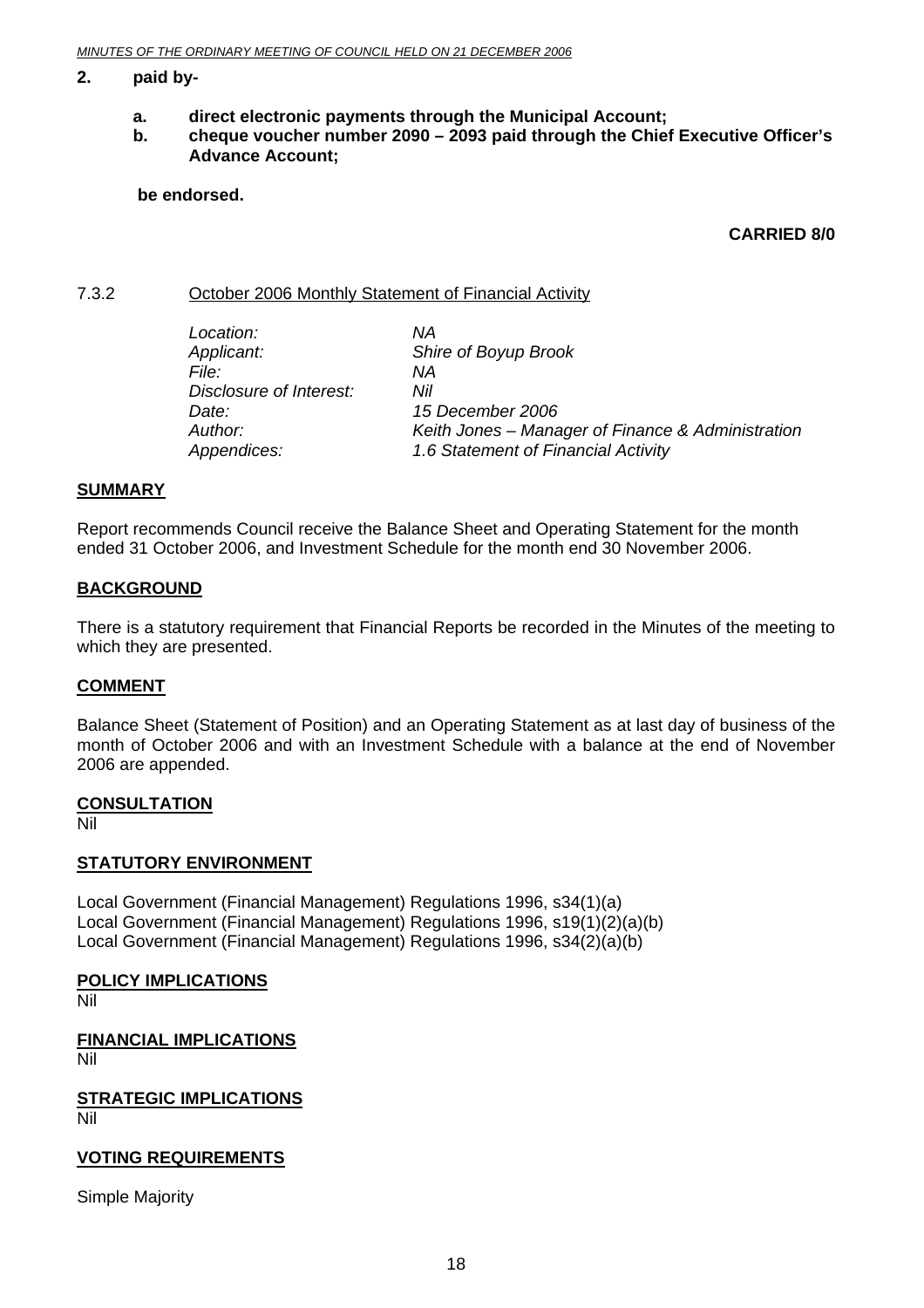**2. paid by-**

   **a. direct electronic payments through the Municipal Account;**
   **b. cheque voucher number 2090 – 2093 paid through the Chief Executive Officer's Advance Account;**

**be endorsed.**

**CARRIED 8/0**

7.3.2 October 2006 Monthly Statement of Financial Activity

| | |
|---|---|
| *Location:* | *NA* |
| *Applicant:* | *Shire of Boyup Brook* |
| *File:* | *NA* |
| *Disclosure of Interest:* | *Nil* |
| *Date:* | *15 December 2006* |
| *Author:* | *Keith Jones – Manager of Finance & Administration* |
| *Appendices:* | *1.6 Statement of Financial Activity* |

**SUMMARY**

Report recommends Council receive the Balance Sheet and Operating Statement for the month ended 31 October 2006, and Investment Schedule for the month end 30 November 2006.

**BACKGROUND**

There is a statutory requirement that Financial Reports be recorded in the Minutes of the meeting to which they are presented.

**COMMENT**

Balance Sheet (Statement of Position) and an Operating Statement as at last day of business of the month of October 2006 and with an Investment Schedule with a balance at the end of November 2006 are appended.

**CONSULTATION**

Nil

**STATUTORY ENVIRONMENT**

Local Government (Financial Management) Regulations 1996, s34(1)(a)
Local Government (Financial Management) Regulations 1996, s19(1)(2)(a)(b)
Local Government (Financial Management) Regulations 1996, s34(2)(a)(b)

**POLICY IMPLICATIONS**

Nil

**FINANCIAL IMPLICATIONS**

Nil

**STRATEGIC IMPLICATIONS**

Nil

**VOTING REQUIREMENTS**

Simple Majority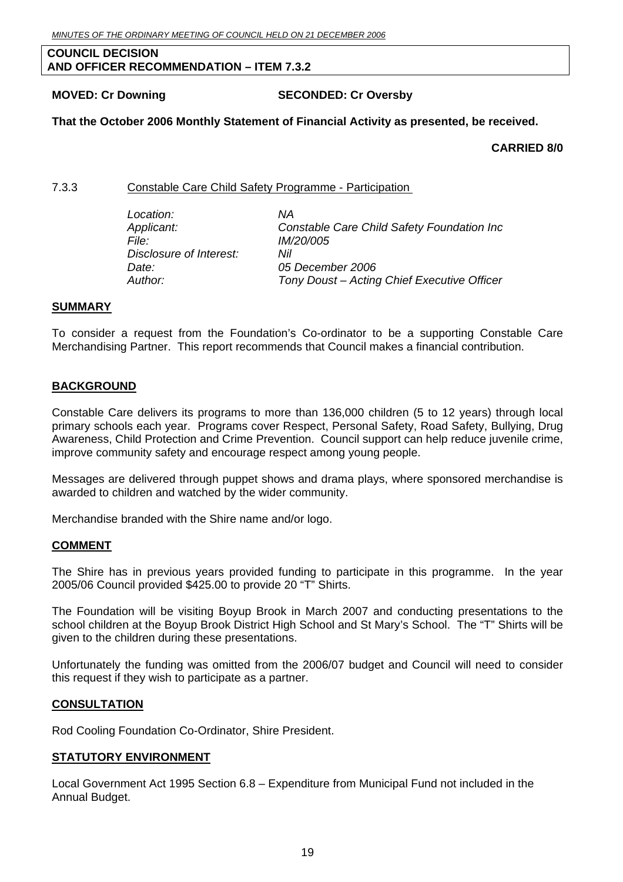**COUNCIL DECISION**
**AND OFFICER RECOMMENDATION – ITEM 7.3.2**

**MOVED: Cr Downing SECONDED: Cr Oversby**

**That the October 2006 Monthly Statement of Financial Activity as presented, be received.**

**CARRIED 8/0**

### 7.3.3 Constable Care Child Safety Programme - Participation

*Location:* *NA*
*Applicant:* *Constable Care Child Safety Foundation Inc*
*File:* *IM/20/005*
*Disclosure of Interest:* *Nil*
*Date:* *05 December 2006*
*Author:* *Tony Doust – Acting Chief Executive Officer*

## SUMMARY

To consider a request from the Foundation's Co-ordinator to be a supporting Constable Care Merchandising Partner. This report recommends that Council makes a financial contribution.

## BACKGROUND

Constable Care delivers its programs to more than 136,000 children (5 to 12 years) through local primary schools each year. Programs cover Respect, Personal Safety, Road Safety, Bullying, Drug Awareness, Child Protection and Crime Prevention. Council support can help reduce juvenile crime, improve community safety and encourage respect among young people.

Messages are delivered through puppet shows and drama plays, where sponsored merchandise is awarded to children and watched by the wider community.

Merchandise branded with the Shire name and/or logo.

## COMMENT

The Shire has in previous years provided funding to participate in this programme. In the year 2005/06 Council provided $425.00 to provide 20 "T" Shirts.

The Foundation will be visiting Boyup Brook in March 2007 and conducting presentations to the school children at the Boyup Brook District High School and St Mary's School. The "T" Shirts will be given to the children during these presentations.

Unfortunately the funding was omitted from the 2006/07 budget and Council will need to consider this request if they wish to participate as a partner.

## CONSULTATION

Rod Cooling Foundation Co-Ordinator, Shire President.

## STATUTORY ENVIRONMENT

Local Government Act 1995 Section 6.8 – Expenditure from Municipal Fund not included in the Annual Budget.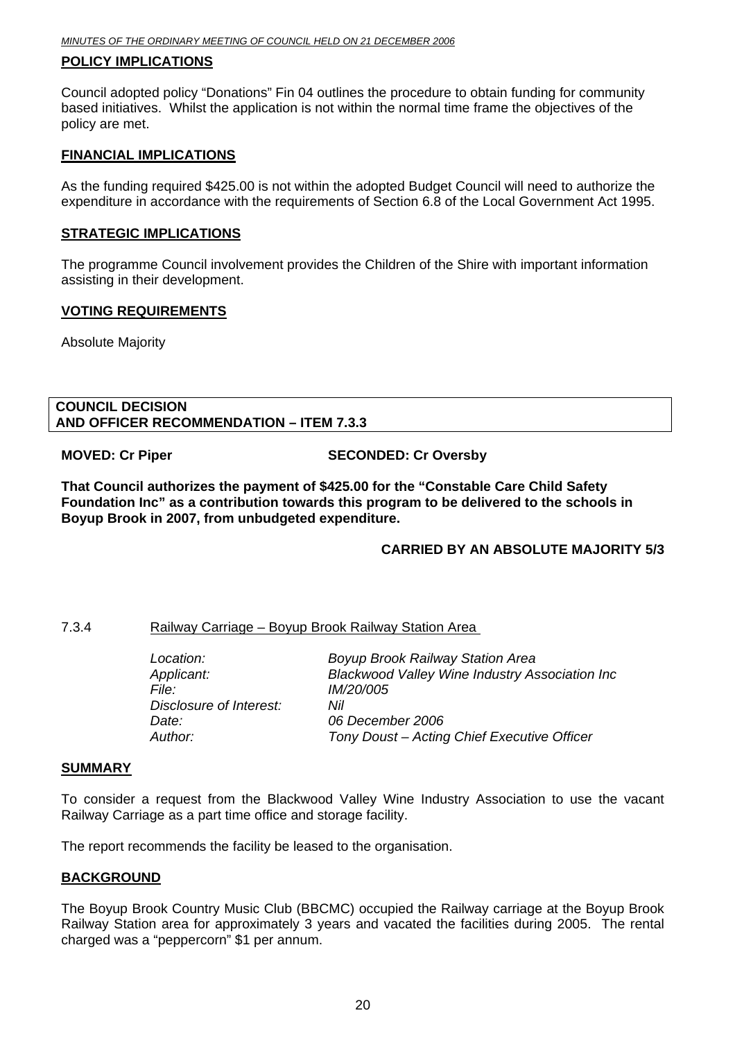**POLICY IMPLICATIONS**

Council adopted policy "Donations" Fin 04 outlines the procedure to obtain funding for community based initiatives. Whilst the application is not within the normal time frame the objectives of the policy are met.

**FINANCIAL IMPLICATIONS**

As the funding required $425.00 is not within the adopted Budget Council will need to authorize the expenditure in accordance with the requirements of Section 6.8 of the Local Government Act 1995.

**STRATEGIC IMPLICATIONS**

The programme Council involvement provides the Children of the Shire with important information assisting in their development.

**VOTING REQUIREMENTS**

Absolute Majority

**COUNCIL DECISION**
**AND OFFICER RECOMMENDATION – ITEM 7.3.3**

**MOVED: Cr Piper** **SECONDED: Cr Oversby**

**That Council authorizes the payment of $425.00 for the "Constable Care Child Safety Foundation Inc" as a contribution towards this program to be delivered to the schools in Boyup Brook in 2007, from unbudgeted expenditure.**

**CARRIED BY AN ABSOLUTE MAJORITY 5/3**

7.3.4 Railway Carriage – Boyup Brook Railway Station Area

*Location:* *Boyup Brook Railway Station Area*
*Applicant:* *Blackwood Valley Wine Industry Association Inc*
*File:* *IM/20/005*
*Disclosure of Interest:* *Nil*
*Date:* *06 December 2006*
*Author:* *Tony Doust – Acting Chief Executive Officer*

**SUMMARY**

To consider a request from the Blackwood Valley Wine Industry Association to use the vacant Railway Carriage as a part time office and storage facility.

The report recommends the facility be leased to the organisation.

**BACKGROUND**

The Boyup Brook Country Music Club (BBCMC) occupied the Railway carriage at the Boyup Brook Railway Station area for approximately 3 years and vacated the facilities during 2005. The rental charged was a "peppercorn" $1 per annum.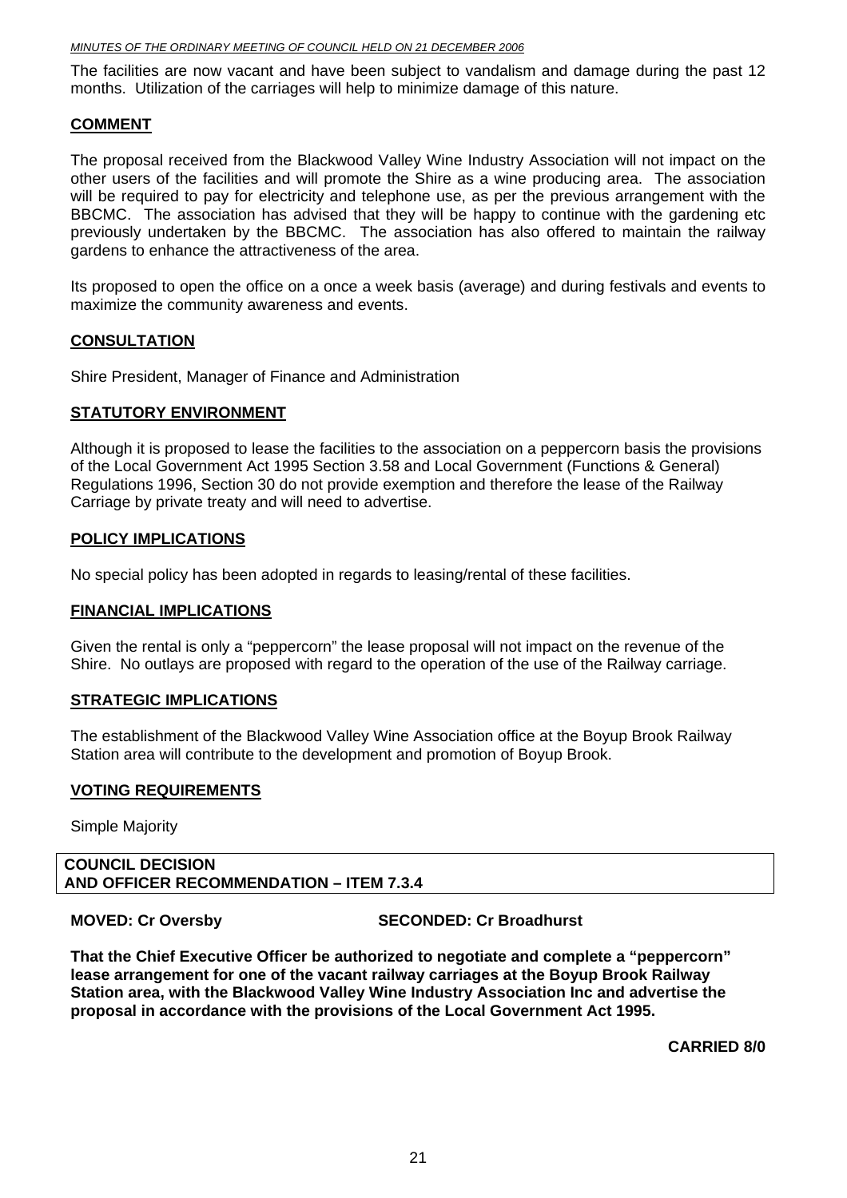The facilities are now vacant and have been subject to vandalism and damage during the past 12 months. Utilization of the carriages will help to minimize damage of this nature.

## COMMENT

The proposal received from the Blackwood Valley Wine Industry Association will not impact on the other users of the facilities and will promote the Shire as a wine producing area. The association will be required to pay for electricity and telephone use, as per the previous arrangement with the BBCMC. The association has advised that they will be happy to continue with the gardening etc previously undertaken by the BBCMC. The association has also offered to maintain the railway gardens to enhance the attractiveness of the area.

Its proposed to open the office on a once a week basis (average) and during festivals and events to maximize the community awareness and events.

## CONSULTATION

Shire President, Manager of Finance and Administration

## STATUTORY ENVIRONMENT

Although it is proposed to lease the facilities to the association on a peppercorn basis the provisions of the Local Government Act 1995 Section 3.58 and Local Government (Functions & General) Regulations 1996, Section 30 do not provide exemption and therefore the lease of the Railway Carriage by private treaty and will need to advertise.

## POLICY IMPLICATIONS

No special policy has been adopted in regards to leasing/rental of these facilities.

## FINANCIAL IMPLICATIONS

Given the rental is only a "peppercorn" the lease proposal will not impact on the revenue of the Shire. No outlays are proposed with regard to the operation of the use of the Railway carriage.

## STRATEGIC IMPLICATIONS

The establishment of the Blackwood Valley Wine Association office at the Boyup Brook Railway Station area will contribute to the development and promotion of Boyup Brook.

## VOTING REQUIREMENTS

Simple Majority

**COUNCIL DECISION**
**AND OFFICER RECOMMENDATION – ITEM 7.3.4**

**MOVED: Cr Oversby** **SECONDED: Cr Broadhurst**

**That the Chief Executive Officer be authorized to negotiate and complete a "peppercorn" lease arrangement for one of the vacant railway carriages at the Boyup Brook Railway Station area, with the Blackwood Valley Wine Industry Association Inc and advertise the proposal in accordance with the provisions of the Local Government Act 1995.**

**CARRIED 8/0**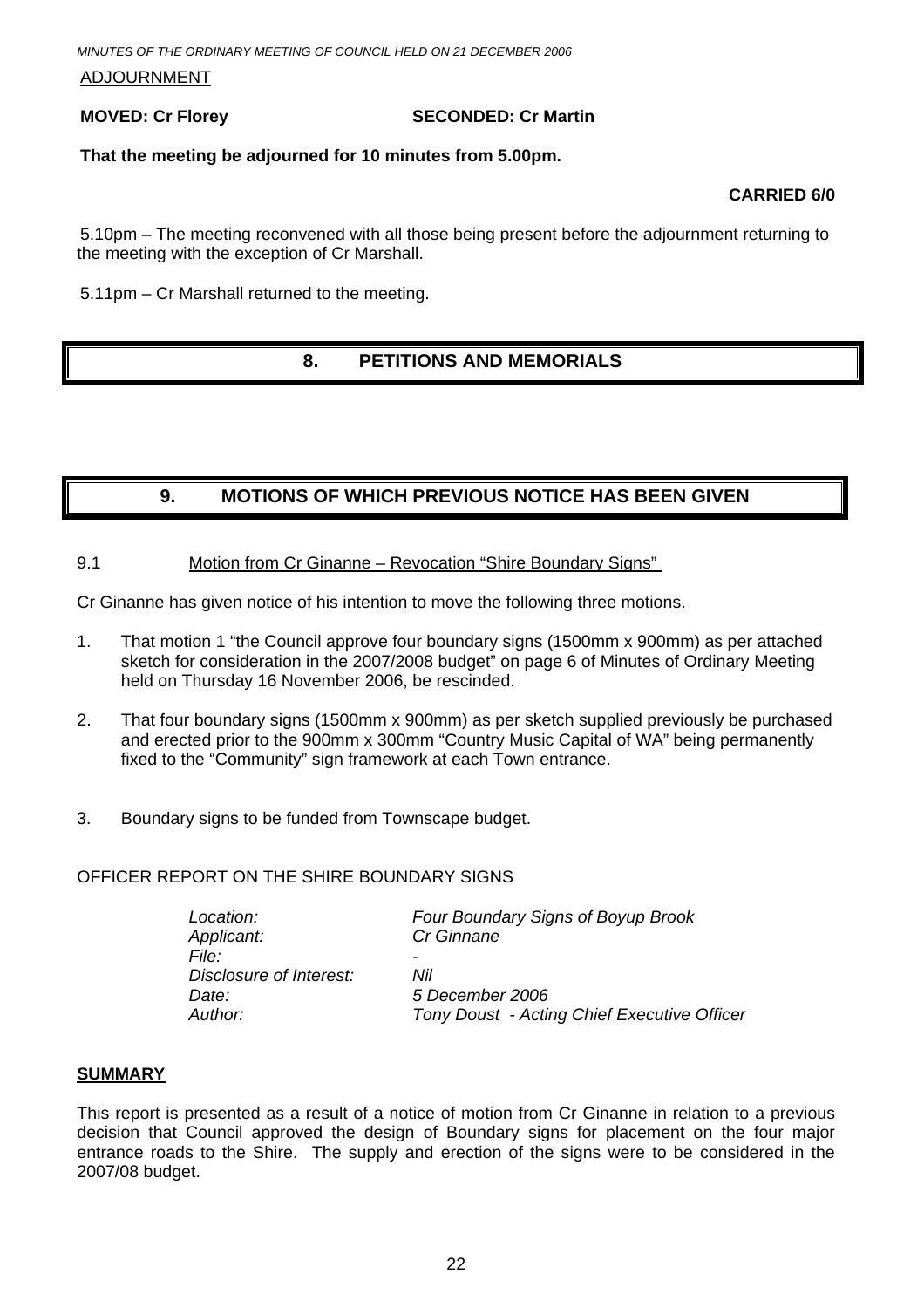ADJOURNMENT

**MOVED: Cr Florey SECONDED: Cr Martin**

**That the meeting be adjourned for 10 minutes from 5.00pm.**

**CARRIED 6/0**

5.10pm – The meeting reconvened with all those being present before the adjournment returning to the meeting with the exception of Cr Marshall.

5.11pm – Cr Marshall returned to the meeting.

## 8. PETITIONS AND MEMORIALS

## 9. MOTIONS OF WHICH PREVIOUS NOTICE HAS BEEN GIVEN

9.1 Motion from Cr Ginanne – Revocation "Shire Boundary Signs"

Cr Ginanne has given notice of his intention to move the following three motions.

1. That motion 1 "the Council approve four boundary signs (1500mm x 900mm) as per attached sketch for consideration in the 2007/2008 budget" on page 6 of Minutes of Ordinary Meeting held on Thursday 16 November 2006, be rescinded.

2. That four boundary signs (1500mm x 900mm) as per sketch supplied previously be purchased and erected prior to the 900mm x 300mm "Country Music Capital of WA" being permanently fixed to the "Community" sign framework at each Town entrance.

3. Boundary signs to be funded from Townscape budget.

OFFICER REPORT ON THE SHIRE BOUNDARY SIGNS

| | |
|---|---|
| *Location:* | *Four Boundary Signs of Boyup Brook* |
| *Applicant:* | *Cr Ginnane* |
| *File:* | - |
| *Disclosure of Interest:* | *Nil* |
| *Date:* | *5 December 2006* |
| *Author:* | *Tony Doust - Acting Chief Executive Officer* |

**SUMMARY**

This report is presented as a result of a notice of motion from Cr Ginanne in relation to a previous decision that Council approved the design of Boundary signs for placement on the four major entrance roads to the Shire. The supply and erection of the signs were to be considered in the 2007/08 budget.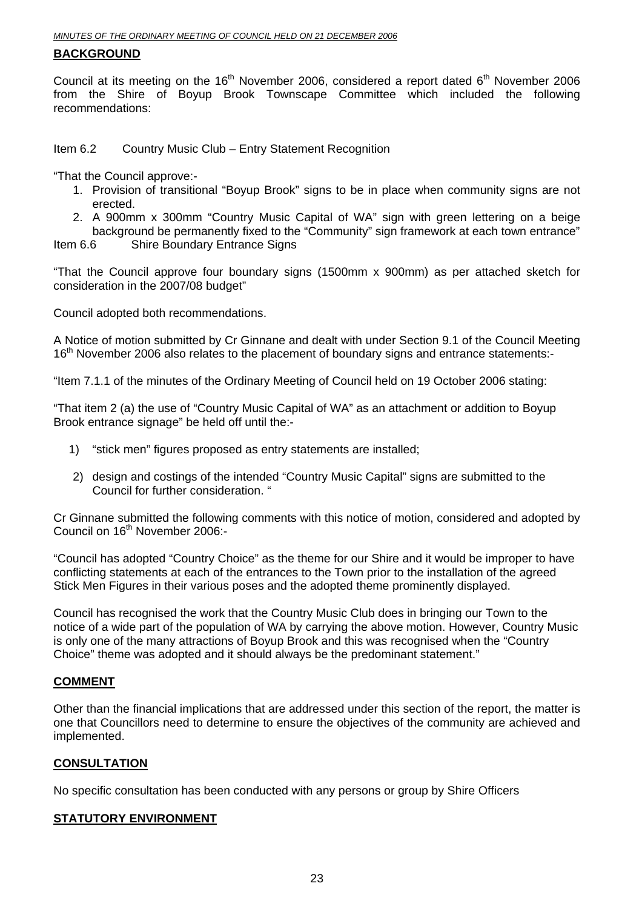## BACKGROUND

Council at its meeting on the 16th November 2006, considered a report dated 6th November 2006 from the Shire of Boyup Brook Townscape Committee which included the following recommendations:

Item 6.2 Country Music Club – Entry Statement Recognition

"That the Council approve:-

1. Provision of transitional "Boyup Brook" signs to be in place when community signs are not erected.
2. A 900mm x 300mm "Country Music Capital of WA" sign with green lettering on a beige background be permanently fixed to the "Community" sign framework at each town entrance"

Item 6.6 Shire Boundary Entrance Signs

"That the Council approve four boundary signs (1500mm x 900mm) as per attached sketch for consideration in the 2007/08 budget"

Council adopted both recommendations.

A Notice of motion submitted by Cr Ginnane and dealt with under Section 9.1 of the Council Meeting 16th November 2006 also relates to the placement of boundary signs and entrance statements:-

"Item 7.1.1 of the minutes of the Ordinary Meeting of Council held on 19 October 2006 stating:

"That item 2 (a) the use of "Country Music Capital of WA" as an attachment or addition to Boyup Brook entrance signage" be held off until the:-

1) "stick men" figures proposed as entry statements are installed;
2) design and costings of the intended "Country Music Capital" signs are submitted to the Council for further consideration. "

Cr Ginnane submitted the following comments with this notice of motion, considered and adopted by Council on 16th November 2006:-

"Council has adopted "Country Choice" as the theme for our Shire and it would be improper to have conflicting statements at each of the entrances to the Town prior to the installation of the agreed Stick Men Figures in their various poses and the adopted theme prominently displayed.

Council has recognised the work that the Country Music Club does in bringing our Town to the notice of a wide part of the population of WA by carrying the above motion. However, Country Music is only one of the many attractions of Boyup Brook and this was recognised when the "Country Choice" theme was adopted and it should always be the predominant statement."

## COMMENT

Other than the financial implications that are addressed under this section of the report, the matter is one that Councillors need to determine to ensure the objectives of the community are achieved and implemented.

## CONSULTATION

No specific consultation has been conducted with any persons or group by Shire Officers

## STATUTORY ENVIRONMENT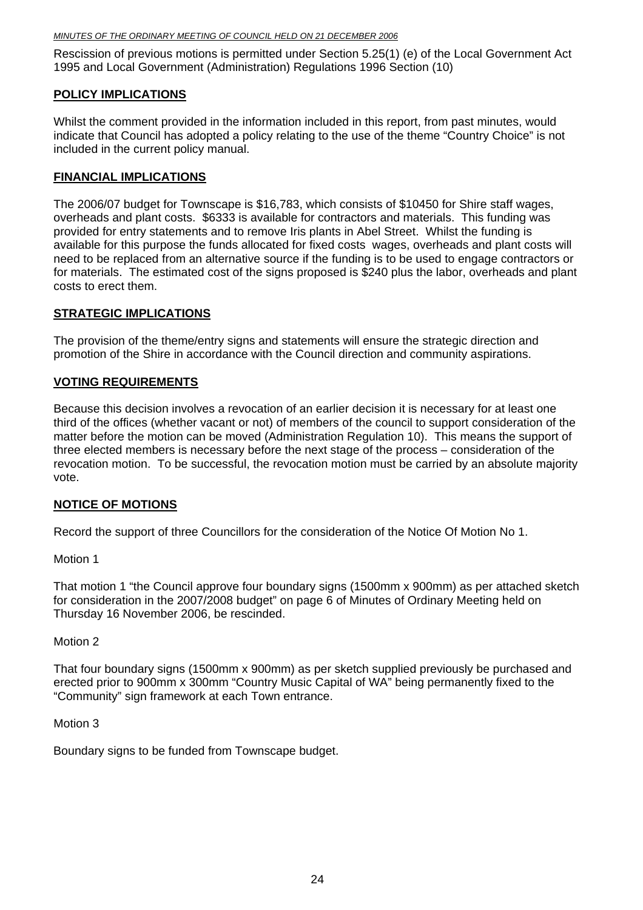Rescission of previous motions is permitted under Section 5.25(1) (e) of the Local Government Act 1995 and Local Government (Administration) Regulations 1996 Section (10)

## POLICY IMPLICATIONS

Whilst the comment provided in the information included in this report, from past minutes, would indicate that Council has adopted a policy relating to the use of the theme "Country Choice" is not included in the current policy manual.

## FINANCIAL IMPLICATIONS

The 2006/07 budget for Townscape is $16,783, which consists of $10450 for Shire staff wages, overheads and plant costs. $6333 is available for contractors and materials. This funding was provided for entry statements and to remove Iris plants in Abel Street. Whilst the funding is available for this purpose the funds allocated for fixed costs wages, overheads and plant costs will need to be replaced from an alternative source if the funding is to be used to engage contractors or for materials. The estimated cost of the signs proposed is $240 plus the labor, overheads and plant costs to erect them.

## STRATEGIC IMPLICATIONS

The provision of the theme/entry signs and statements will ensure the strategic direction and promotion of the Shire in accordance with the Council direction and community aspirations.

## VOTING REQUIREMENTS

Because this decision involves a revocation of an earlier decision it is necessary for at least one third of the offices (whether vacant or not) of members of the council to support consideration of the matter before the motion can be moved (Administration Regulation 10). This means the support of three elected members is necessary before the next stage of the process – consideration of the revocation motion. To be successful, the revocation motion must be carried by an absolute majority vote.

## NOTICE OF MOTIONS

Record the support of three Councillors for the consideration of the Notice Of Motion No 1.

Motion 1

That motion 1 "the Council approve four boundary signs (1500mm x 900mm) as per attached sketch for consideration in the 2007/2008 budget" on page 6 of Minutes of Ordinary Meeting held on Thursday 16 November 2006, be rescinded.

Motion 2

That four boundary signs (1500mm x 900mm) as per sketch supplied previously be purchased and erected prior to 900mm x 300mm "Country Music Capital of WA" being permanently fixed to the "Community" sign framework at each Town entrance.

Motion 3

Boundary signs to be funded from Townscape budget.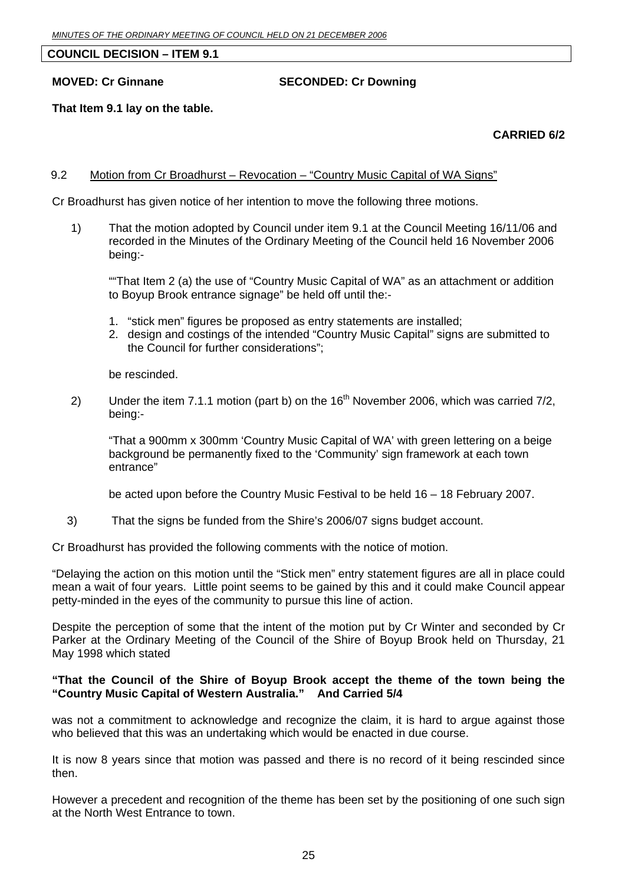**COUNCIL DECISION – ITEM 9.1**

**MOVED: Cr Ginnane SECONDED: Cr Downing**

**That Item 9.1 lay on the table.**

**CARRIED 6/2**

9.2 Motion from Cr Broadhurst – Revocation – "Country Music Capital of WA Signs"

Cr Broadhurst has given notice of her intention to move the following three motions.

1) That the motion adopted by Council under item 9.1 at the Council Meeting 16/11/06 and recorded in the Minutes of the Ordinary Meeting of the Council held 16 November 2006 being:-

   ""That Item 2 (a) the use of "Country Music Capital of WA" as an attachment or addition to Boyup Brook entrance signage" be held off until the:-

   1. "stick men" figures be proposed as entry statements are installed;
   2. design and costings of the intended "Country Music Capital" signs are submitted to the Council for further considerations";

   be rescinded.

2) Under the item 7.1.1 motion (part b) on the 16th November 2006, which was carried 7/2, being:-

   "That a 900mm x 300mm 'Country Music Capital of WA' with green lettering on a beige background be permanently fixed to the 'Community' sign framework at each town entrance"

   be acted upon before the Country Music Festival to be held 16 – 18 February 2007.

3) That the signs be funded from the Shire's 2006/07 signs budget account.

Cr Broadhurst has provided the following comments with the notice of motion.

"Delaying the action on this motion until the "Stick men" entry statement figures are all in place could mean a wait of four years. Little point seems to be gained by this and it could make Council appear petty-minded in the eyes of the community to pursue this line of action.

Despite the perception of some that the intent of the motion put by Cr Winter and seconded by Cr Parker at the Ordinary Meeting of the Council of the Shire of Boyup Brook held on Thursday, 21 May 1998 which stated

**"That the Council of the Shire of Boyup Brook accept the theme of the town being the "Country Music Capital of Western Australia." And Carried 5/4**

was not a commitment to acknowledge and recognize the claim, it is hard to argue against those who believed that this was an undertaking which would be enacted in due course.

It is now 8 years since that motion was passed and there is no record of it being rescinded since then.

However a precedent and recognition of the theme has been set by the positioning of one such sign at the North West Entrance to town.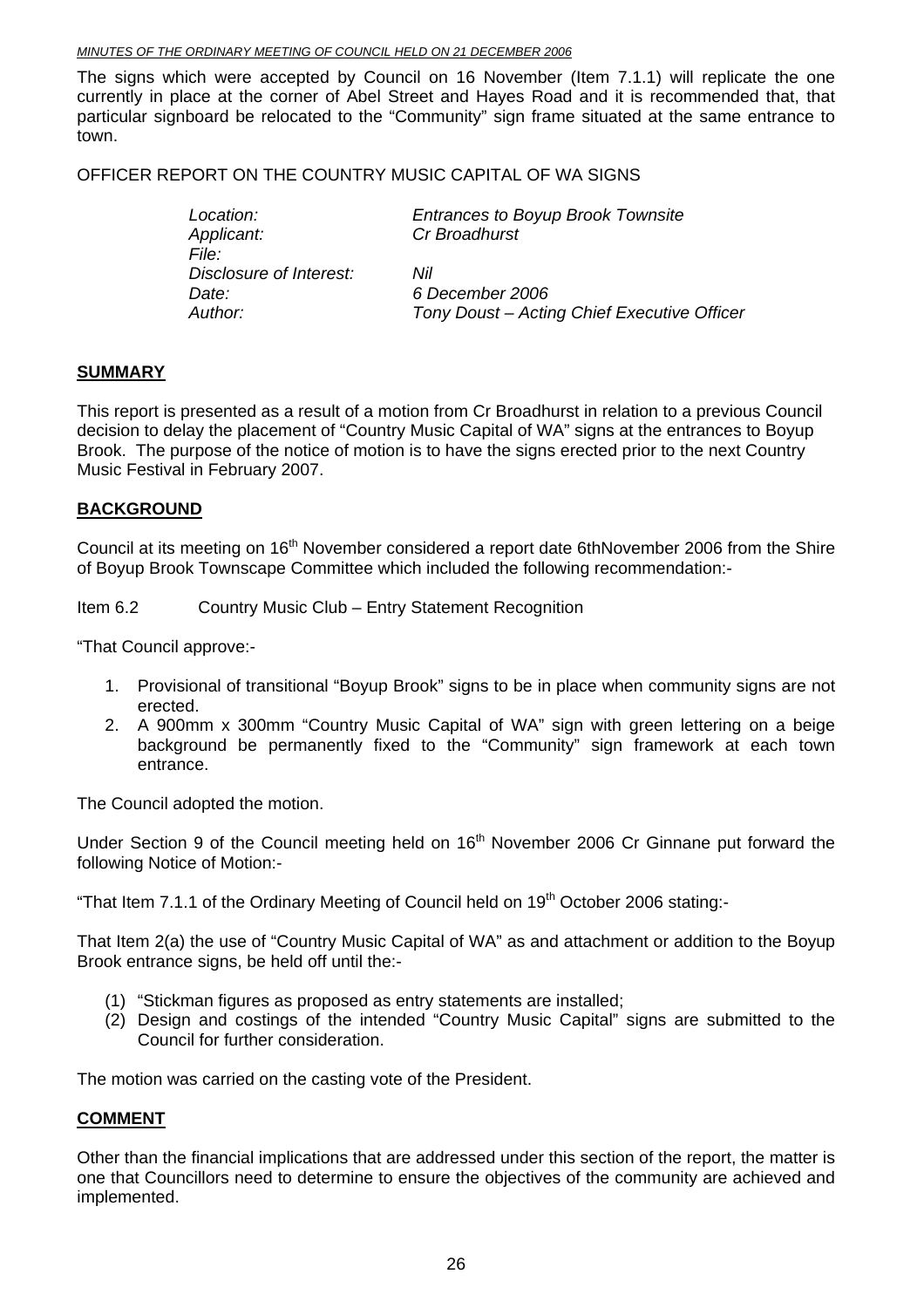The signs which were accepted by Council on 16 November (Item 7.1.1) will replicate the one currently in place at the corner of Abel Street and Hayes Road and it is recommended that, that particular signboard be relocated to the "Community" sign frame situated at the same entrance to town.

OFFICER REPORT ON THE COUNTRY MUSIC CAPITAL OF WA SIGNS

| | |
|---|---|
| *Location:* | *Entrances to Boyup Brook Townsite* |
| *Applicant:* | *Cr Broadhurst* |
| *File:* | |
| *Disclosure of Interest:* | *Nil* |
| *Date:* | *6 December 2006* |
| *Author:* | *Tony Doust – Acting Chief Executive Officer* |

## SUMMARY

This report is presented as a result of a motion from Cr Broadhurst in relation to a previous Council decision to delay the placement of "Country Music Capital of WA" signs at the entrances to Boyup Brook. The purpose of the notice of motion is to have the signs erected prior to the next Country Music Festival in February 2007.

## BACKGROUND

Council at its meeting on 16th November considered a report date 6thNovember 2006 from the Shire of Boyup Brook Townscape Committee which included the following recommendation:-

Item 6.2 Country Music Club – Entry Statement Recognition

"That Council approve:-

1. Provisional of transitional "Boyup Brook" signs to be in place when community signs are not erected.
2. A 900mm x 300mm "Country Music Capital of WA" sign with green lettering on a beige background be permanently fixed to the "Community" sign framework at each town entrance.

The Council adopted the motion.

Under Section 9 of the Council meeting held on 16th November 2006 Cr Ginnane put forward the following Notice of Motion:-

"That Item 7.1.1 of the Ordinary Meeting of Council held on 19th October 2006 stating:-

That Item 2(a) the use of "Country Music Capital of WA" as and attachment or addition to the Boyup Brook entrance signs, be held off until the:-

(1) "Stickman figures as proposed as entry statements are installed;
(2) Design and costings of the intended "Country Music Capital" signs are submitted to the Council for further consideration.

The motion was carried on the casting vote of the President.

## COMMENT

Other than the financial implications that are addressed under this section of the report, the matter is one that Councillors need to determine to ensure the objectives of the community are achieved and implemented.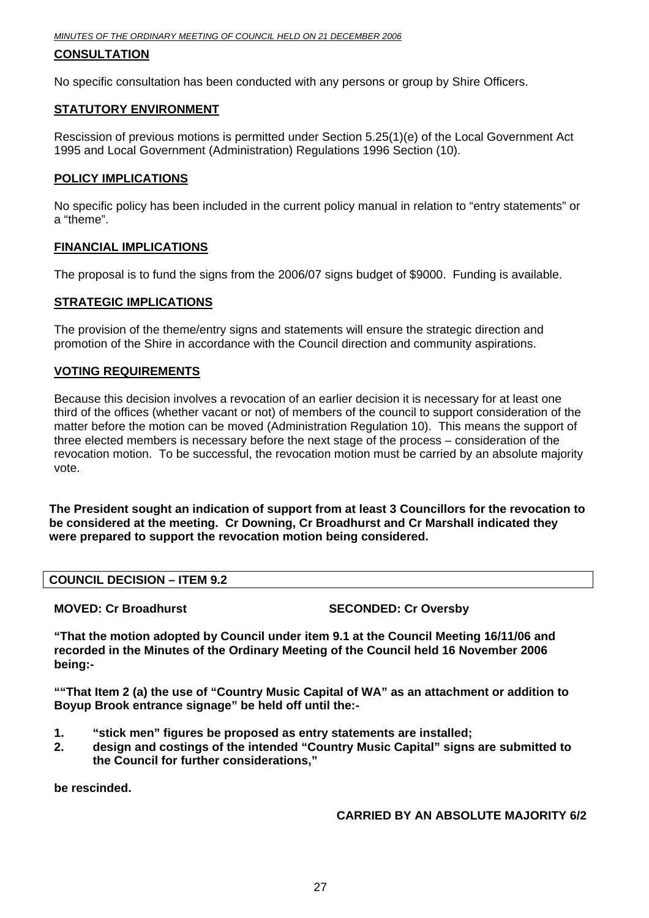## CONSULTATION

No specific consultation has been conducted with any persons or group by Shire Officers.

## STATUTORY ENVIRONMENT

Rescission of previous motions is permitted under Section 5.25(1)(e) of the Local Government Act 1995 and Local Government (Administration) Regulations 1996 Section (10).

## POLICY IMPLICATIONS

No specific policy has been included in the current policy manual in relation to "entry statements" or a "theme".

## FINANCIAL IMPLICATIONS

The proposal is to fund the signs from the 2006/07 signs budget of $9000. Funding is available.

## STRATEGIC IMPLICATIONS

The provision of the theme/entry signs and statements will ensure the strategic direction and promotion of the Shire in accordance with the Council direction and community aspirations.

## VOTING REQUIREMENTS

Because this decision involves a revocation of an earlier decision it is necessary for at least one third of the offices (whether vacant or not) of members of the council to support consideration of the matter before the motion can be moved (Administration Regulation 10). This means the support of three elected members is necessary before the next stage of the process – consideration of the revocation motion. To be successful, the revocation motion must be carried by an absolute majority vote.

**The President sought an indication of support from at least 3 Councillors for the revocation to be considered at the meeting. Cr Downing, Cr Broadhurst and Cr Marshall indicated they were prepared to support the revocation motion being considered.**

**COUNCIL DECISION – ITEM 9.2**

**MOVED: Cr Broadhurst** **SECONDED: Cr Oversby**

**"That the motion adopted by Council under item 9.1 at the Council Meeting 16/11/06 and recorded in the Minutes of the Ordinary Meeting of the Council held 16 November 2006 being:-**

**""That Item 2 (a) the use of "Country Music Capital of WA" as an attachment or addition to Boyup Brook entrance signage" be held off until the:-**

1. **"stick men" figures be proposed as entry statements are installed;**
2. **design and costings of the intended "Country Music Capital" signs are submitted to the Council for further considerations,"**

**be rescinded.**

**CARRIED BY AN ABSOLUTE MAJORITY 6/2**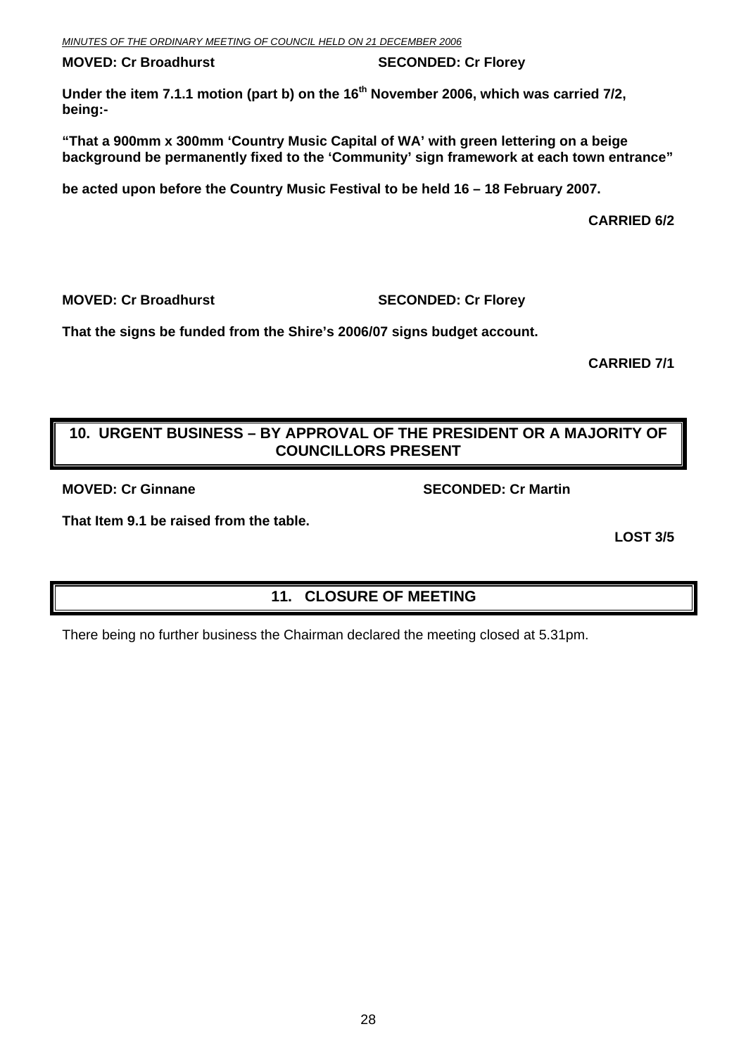**MOVED: Cr Broadhurst SECONDED: Cr Florey**

**Under the item 7.1.1 motion (part b) on the 16th November 2006, which was carried 7/2, being:-**

**"That a 900mm x 300mm 'Country Music Capital of WA' with green lettering on a beige background be permanently fixed to the 'Community' sign framework at each town entrance"**

**be acted upon before the Country Music Festival to be held 16 – 18 February 2007.**

**CARRIED 6/2**

**MOVED: Cr Broadhurst SECONDED: Cr Florey**

**That the signs be funded from the Shire's 2006/07 signs budget account.**

**CARRIED 7/1**

## 10. URGENT BUSINESS – BY APPROVAL OF THE PRESIDENT OR A MAJORITY OF COUNCILLORS PRESENT

**MOVED: Cr Ginnane SECONDED: Cr Martin**

**That Item 9.1 be raised from the table.**

**LOST 3/5**

## 11. CLOSURE OF MEETING

There being no further business the Chairman declared the meeting closed at 5.31pm.